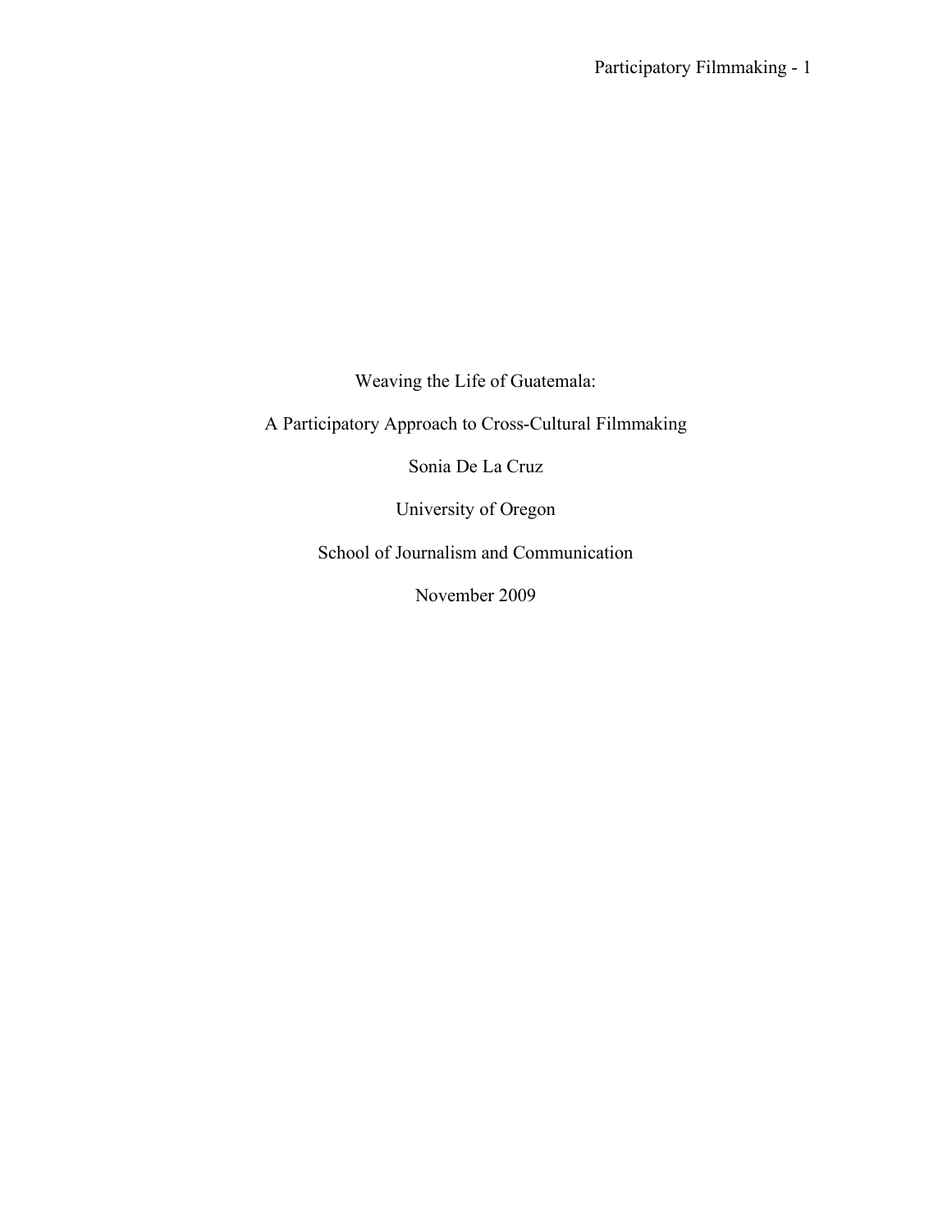# Weaving the Life of Guatemala:

## A Participatory Approach to Cross-Cultural Filmmaking

Sonia De La Cruz

University of Oregon

School of Journalism and Communication

November 2009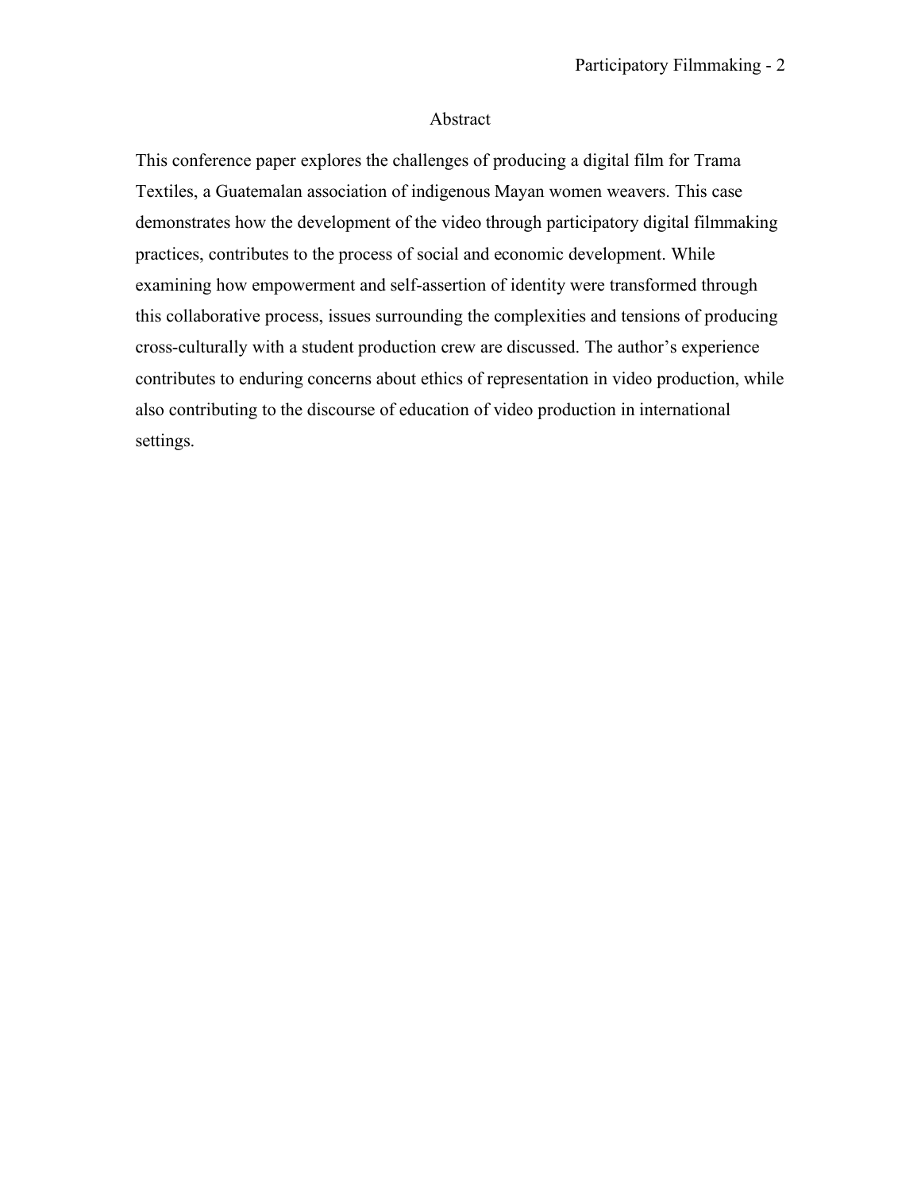## Abstract

This conference paper explores the challenges of producing a digital film for Trama Textiles, a Guatemalan association of indigenous Mayan women weavers. This case demonstrates how the development of the video through participatory digital filmmaking practices, contributes to the process of social and economic development. While examining how empowerment and self-assertion of identity were transformed through this collaborative process, issues surrounding the complexities and tensions of producing cross-culturally with a student production crew are discussed. The author's experience contributes to enduring concerns about ethics of representation in video production, while also contributing to the discourse of education of video production in international settings.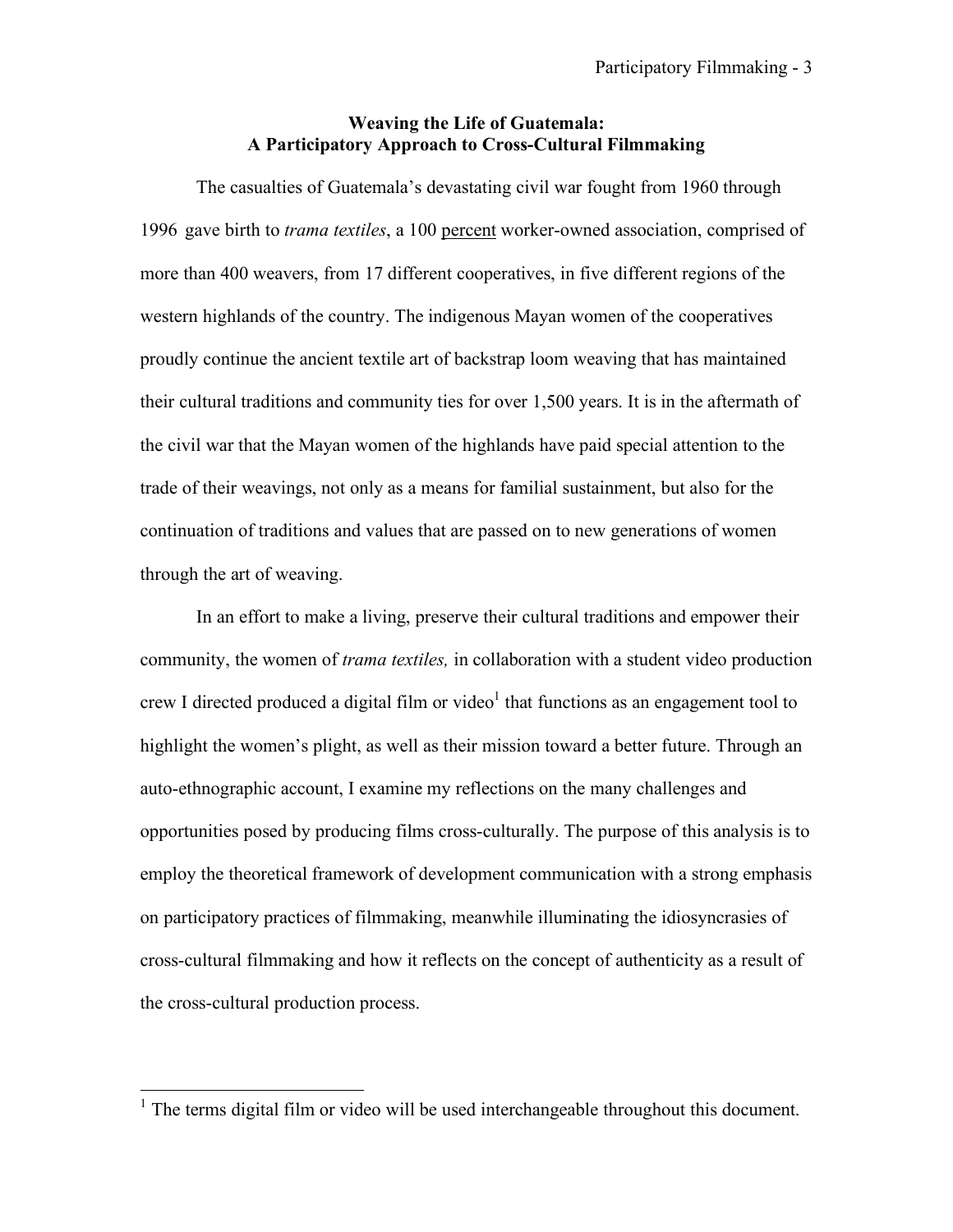**Weaving the Life of Guatemala:**
**A Participatory Approach to Cross-Cultural Filmmaking**

The casualties of Guatemala's devastating civil war fought from 1960 through 1996 gave birth to *trama textiles*, a 100 percent worker-owned association, comprised of more than 400 weavers, from 17 different cooperatives, in five different regions of the western highlands of the country. The indigenous Mayan women of the cooperatives proudly continue the ancient textile art of backstrap loom weaving that has maintained their cultural traditions and community ties for over 1,500 years. It is in the aftermath of the civil war that the Mayan women of the highlands have paid special attention to the trade of their weavings, not only as a means for familial sustainment, but also for the continuation of traditions and values that are passed on to new generations of women through the art of weaving.

In an effort to make a living, preserve their cultural traditions and empower their community, the women of *trama textiles,* in collaboration with a student video production crew I directed produced a digital film or video[1] that functions as an engagement tool to highlight the women's plight, as well as their mission toward a better future. Through an auto-ethnographic account, I examine my reflections on the many challenges and opportunities posed by producing films cross-culturally. The purpose of this analysis is to employ the theoretical framework of development communication with a strong emphasis on participatory practices of filmmaking, meanwhile illuminating the idiosyncrasies of cross-cultural filmmaking and how it reflects on the concept of authenticity as a result of the cross-cultural production process.

[1] The terms digital film or video will be used interchangeable throughout this document.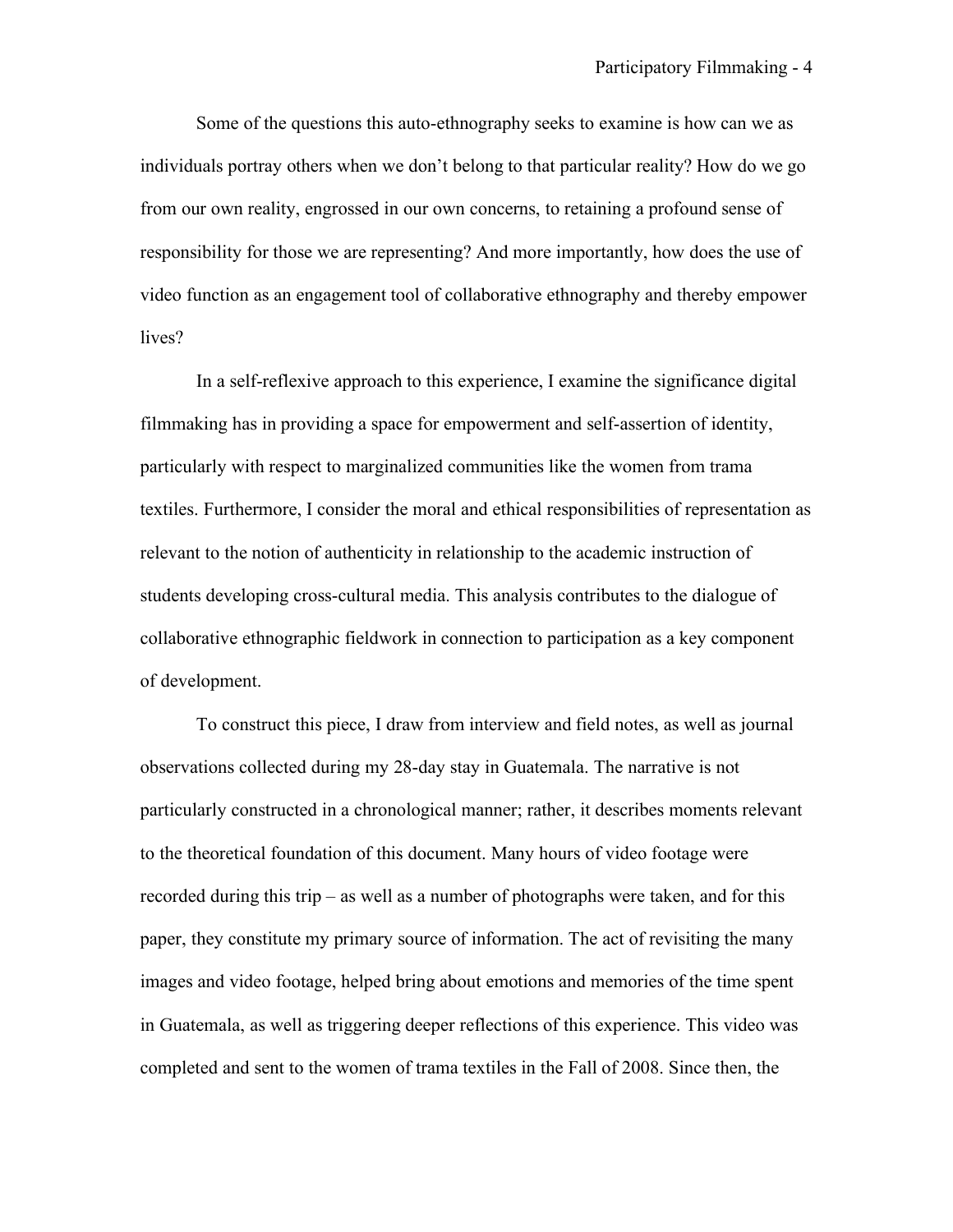Some of the questions this auto-ethnography seeks to examine is how can we as individuals portray others when we don't belong to that particular reality? How do we go from our own reality, engrossed in our own concerns, to retaining a profound sense of responsibility for those we are representing? And more importantly, how does the use of video function as an engagement tool of collaborative ethnography and thereby empower lives?

In a self-reflexive approach to this experience, I examine the significance digital filmmaking has in providing a space for empowerment and self-assertion of identity, particularly with respect to marginalized communities like the women from trama textiles. Furthermore, I consider the moral and ethical responsibilities of representation as relevant to the notion of authenticity in relationship to the academic instruction of students developing cross-cultural media. This analysis contributes to the dialogue of collaborative ethnographic fieldwork in connection to participation as a key component of development.

To construct this piece, I draw from interview and field notes, as well as journal observations collected during my 28-day stay in Guatemala. The narrative is not particularly constructed in a chronological manner; rather, it describes moments relevant to the theoretical foundation of this document. Many hours of video footage were recorded during this trip – as well as a number of photographs were taken, and for this paper, they constitute my primary source of information. The act of revisiting the many images and video footage, helped bring about emotions and memories of the time spent in Guatemala, as well as triggering deeper reflections of this experience. This video was completed and sent to the women of trama textiles in the Fall of 2008. Since then, the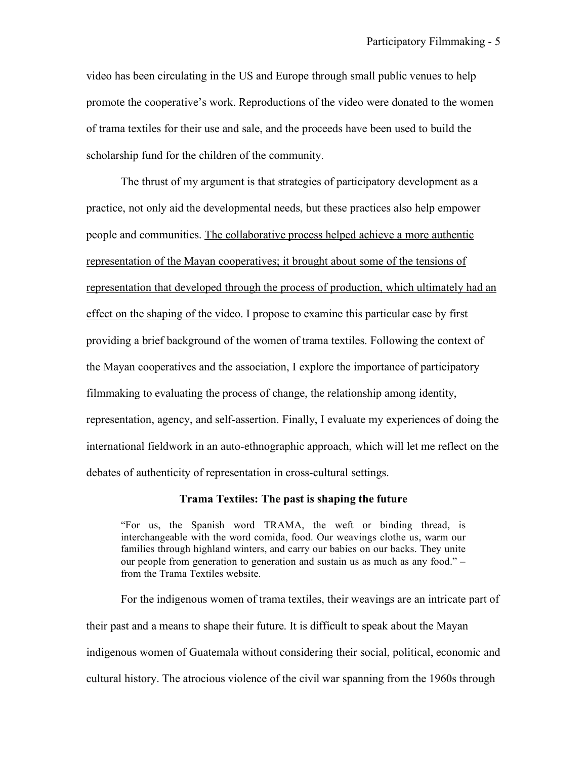video has been circulating in the US and Europe through small public venues to help promote the cooperative's work. Reproductions of the video were donated to the women of trama textiles for their use and sale, and the proceeds have been used to build the scholarship fund for the children of the community.

The thrust of my argument is that strategies of participatory development as a practice, not only aid the developmental needs, but these practices also help empower people and communities. <u>The collaborative process helped achieve a more authentic representation of the Mayan cooperatives; it brought about some of the tensions of representation that developed through the process of production, which ultimately had an effect on the shaping of the video</u>. I propose to examine this particular case by first providing a brief background of the women of trama textiles. Following the context of the Mayan cooperatives and the association, I explore the importance of participatory filmmaking to evaluating the process of change, the relationship among identity, representation, agency, and self-assertion. Finally, I evaluate my experiences of doing the international fieldwork in an auto-ethnographic approach, which will let me reflect on the debates of authenticity of representation in cross-cultural settings.

### Trama Textiles: The past is shaping the future

> "For us, the Spanish word TRAMA, the weft or binding thread, is interchangeable with the word comida, food. Our weavings clothe us, warm our families through highland winters, and carry our babies on our backs. They unite our people from generation to generation and sustain us as much as any food." – from the Trama Textiles website.

For the indigenous women of trama textiles, their weavings are an intricate part of their past and a means to shape their future. It is difficult to speak about the Mayan indigenous women of Guatemala without considering their social, political, economic and cultural history. The atrocious violence of the civil war spanning from the 1960s through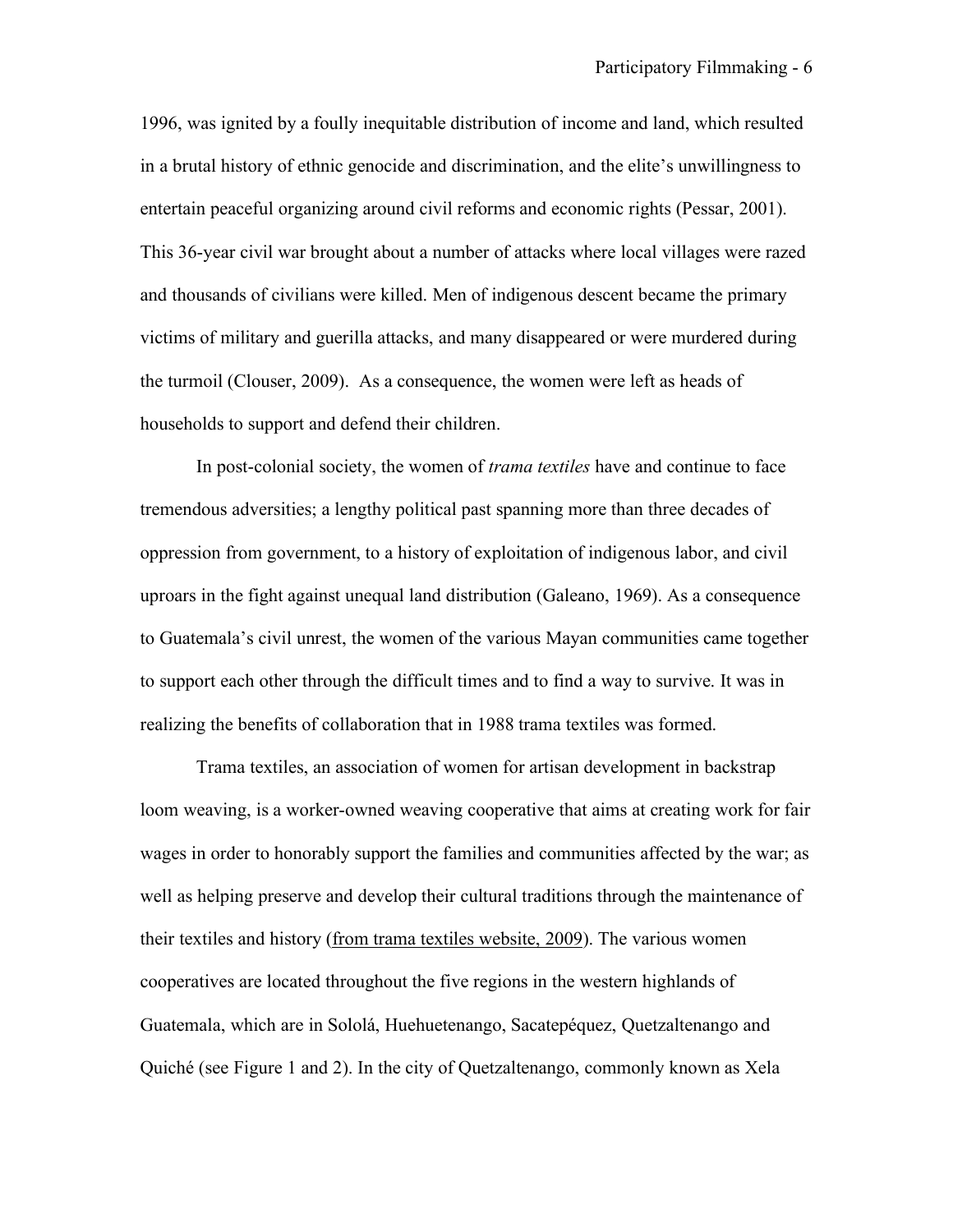1996, was ignited by a foully inequitable distribution of income and land, which resulted in a brutal history of ethnic genocide and discrimination, and the elite's unwillingness to entertain peaceful organizing around civil reforms and economic rights (Pessar, 2001). This 36-year civil war brought about a number of attacks where local villages were razed and thousands of civilians were killed. Men of indigenous descent became the primary victims of military and guerilla attacks, and many disappeared or were murdered during the turmoil (Clouser, 2009). As a consequence, the women were left as heads of households to support and defend their children.

In post-colonial society, the women of *trama textiles* have and continue to face tremendous adversities; a lengthy political past spanning more than three decades of oppression from government, to a history of exploitation of indigenous labor, and civil uproars in the fight against unequal land distribution (Galeano, 1969). As a consequence to Guatemala's civil unrest, the women of the various Mayan communities came together to support each other through the difficult times and to find a way to survive. It was in realizing the benefits of collaboration that in 1988 trama textiles was formed.

Trama textiles, an association of women for artisan development in backstrap loom weaving, is a worker-owned weaving cooperative that aims at creating work for fair wages in order to honorably support the families and communities affected by the war; as well as helping preserve and develop their cultural traditions through the maintenance of their textiles and history (from trama textiles website, 2009). The various women cooperatives are located throughout the five regions in the western highlands of Guatemala, which are in Sololá, Huehuetenango, Sacatepéquez, Quetzaltenango and Quiché (see Figure 1 and 2). In the city of Quetzaltenango, commonly known as Xela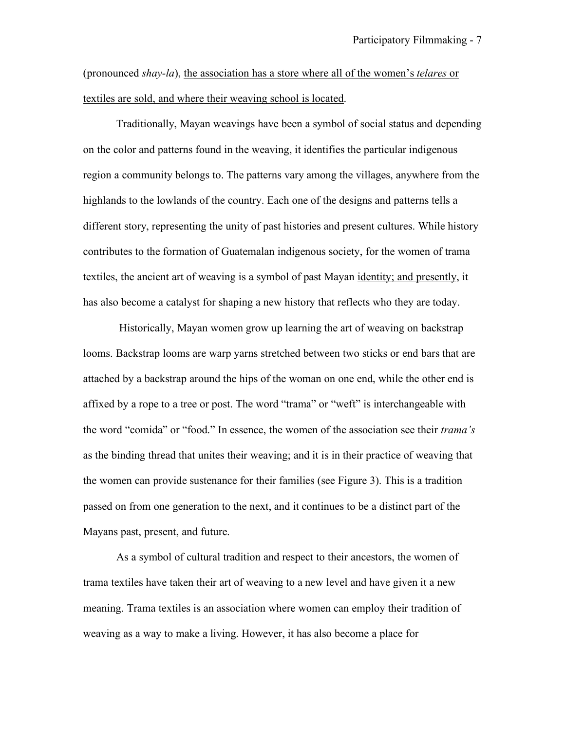(pronounced *shay-la*), <u>the association has a store where all of the women's *telares* or textiles are sold, and where their weaving school is located</u>.

Traditionally, Mayan weavings have been a symbol of social status and depending on the color and patterns found in the weaving, it identifies the particular indigenous region a community belongs to. The patterns vary among the villages, anywhere from the highlands to the lowlands of the country. Each one of the designs and patterns tells a different story, representing the unity of past histories and present cultures. While history contributes to the formation of Guatemalan indigenous society, for the women of trama textiles, the ancient art of weaving is a symbol of past Mayan <u>identity; and presently</u>, it has also become a catalyst for shaping a new history that reflects who they are today.

Historically, Mayan women grow up learning the art of weaving on backstrap looms. Backstrap looms are warp yarns stretched between two sticks or end bars that are attached by a backstrap around the hips of the woman on one end, while the other end is affixed by a rope to a tree or post. The word "trama" or "weft" is interchangeable with the word "comida" or "food." In essence, the women of the association see their *trama's* as the binding thread that unites their weaving; and it is in their practice of weaving that the women can provide sustenance for their families (see Figure 3). This is a tradition passed on from one generation to the next, and it continues to be a distinct part of the Mayans past, present, and future.

As a symbol of cultural tradition and respect to their ancestors, the women of trama textiles have taken their art of weaving to a new level and have given it a new meaning. Trama textiles is an association where women can employ their tradition of weaving as a way to make a living. However, it has also become a place for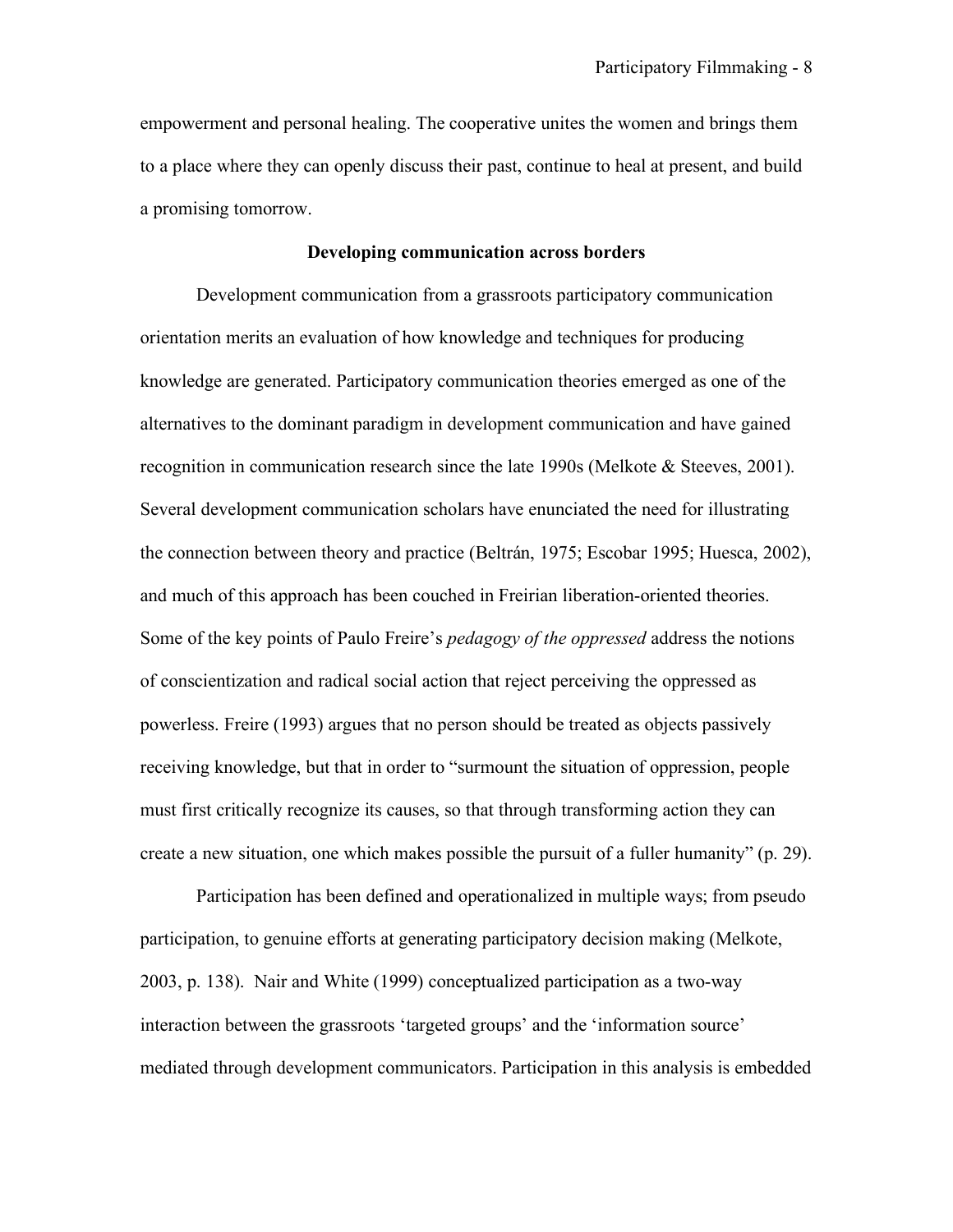empowerment and personal healing. The cooperative unites the women and brings them to a place where they can openly discuss their past, continue to heal at present, and build a promising tomorrow.

## Developing communication across borders

Development communication from a grassroots participatory communication orientation merits an evaluation of how knowledge and techniques for producing knowledge are generated. Participatory communication theories emerged as one of the alternatives to the dominant paradigm in development communication and have gained recognition in communication research since the late 1990s (Melkote & Steeves, 2001). Several development communication scholars have enunciated the need for illustrating the connection between theory and practice (Beltrán, 1975; Escobar 1995; Huesca, 2002), and much of this approach has been couched in Freirian liberation-oriented theories. Some of the key points of Paulo Freire's *pedagogy of the oppressed* address the notions of conscientization and radical social action that reject perceiving the oppressed as powerless. Freire (1993) argues that no person should be treated as objects passively receiving knowledge, but that in order to "surmount the situation of oppression, people must first critically recognize its causes, so that through transforming action they can create a new situation, one which makes possible the pursuit of a fuller humanity" (p. 29).

Participation has been defined and operationalized in multiple ways; from pseudo participation, to genuine efforts at generating participatory decision making (Melkote, 2003, p. 138). Nair and White (1999) conceptualized participation as a two-way interaction between the grassroots 'targeted groups' and the 'information source' mediated through development communicators. Participation in this analysis is embedded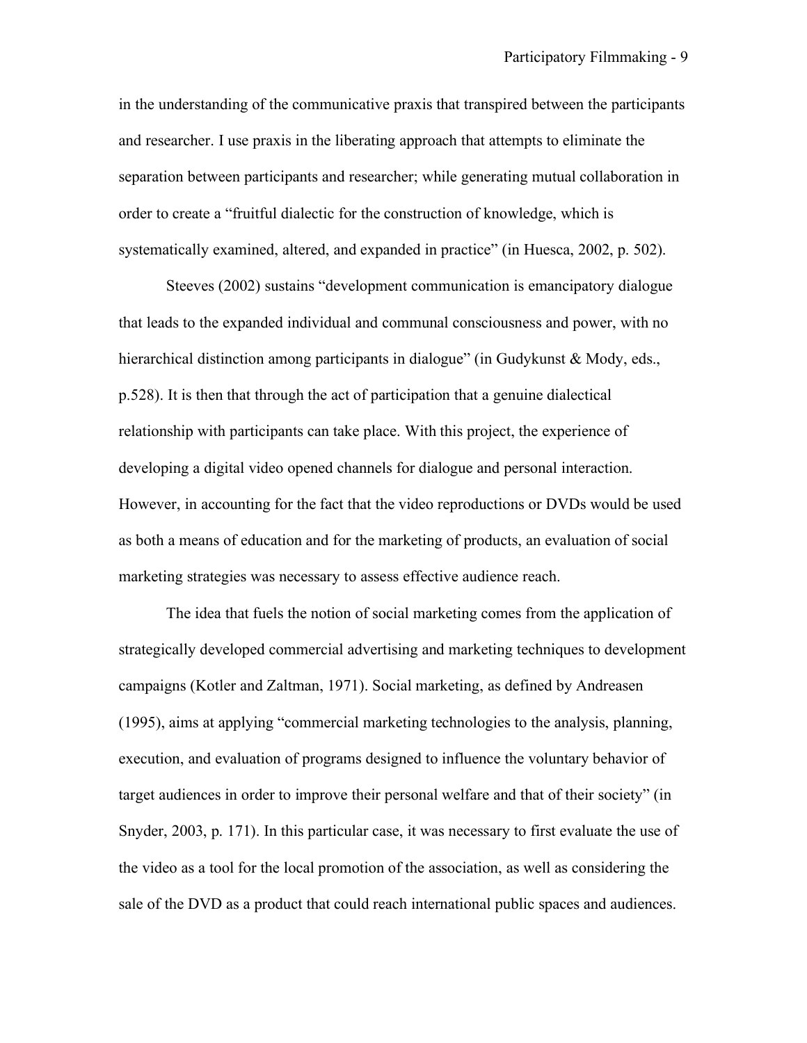in the understanding of the communicative praxis that transpired between the participants and researcher. I use praxis in the liberating approach that attempts to eliminate the separation between participants and researcher; while generating mutual collaboration in order to create a "fruitful dialectic for the construction of knowledge, which is systematically examined, altered, and expanded in practice" (in Huesca, 2002, p. 502).

Steeves (2002) sustains "development communication is emancipatory dialogue that leads to the expanded individual and communal consciousness and power, with no hierarchical distinction among participants in dialogue" (in Gudykunst & Mody, eds., p.528). It is then that through the act of participation that a genuine dialectical relationship with participants can take place. With this project, the experience of developing a digital video opened channels for dialogue and personal interaction. However, in accounting for the fact that the video reproductions or DVDs would be used as both a means of education and for the marketing of products, an evaluation of social marketing strategies was necessary to assess effective audience reach.

The idea that fuels the notion of social marketing comes from the application of strategically developed commercial advertising and marketing techniques to development campaigns (Kotler and Zaltman, 1971). Social marketing, as defined by Andreasen (1995), aims at applying "commercial marketing technologies to the analysis, planning, execution, and evaluation of programs designed to influence the voluntary behavior of target audiences in order to improve their personal welfare and that of their society" (in Snyder, 2003, p. 171). In this particular case, it was necessary to first evaluate the use of the video as a tool for the local promotion of the association, as well as considering the sale of the DVD as a product that could reach international public spaces and audiences.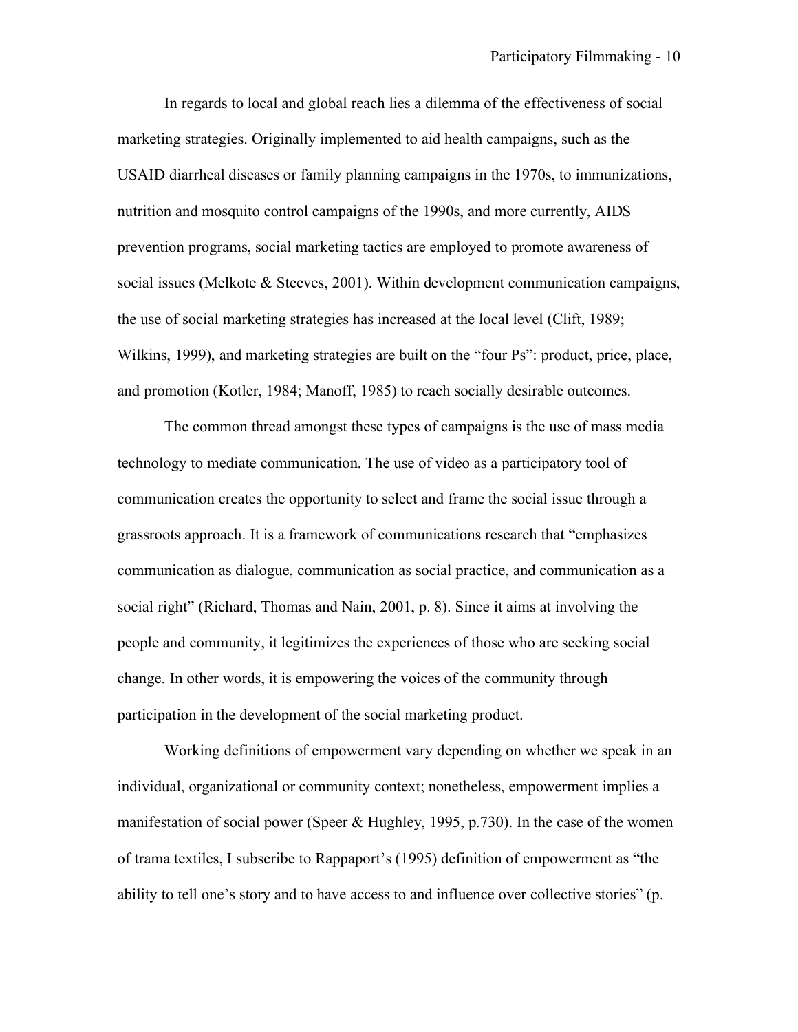In regards to local and global reach lies a dilemma of the effectiveness of social marketing strategies. Originally implemented to aid health campaigns, such as the USAID diarrheal diseases or family planning campaigns in the 1970s, to immunizations, nutrition and mosquito control campaigns of the 1990s, and more currently, AIDS prevention programs, social marketing tactics are employed to promote awareness of social issues (Melkote & Steeves, 2001). Within development communication campaigns, the use of social marketing strategies has increased at the local level (Clift, 1989; Wilkins, 1999), and marketing strategies are built on the "four Ps": product, price, place, and promotion (Kotler, 1984; Manoff, 1985) to reach socially desirable outcomes.

The common thread amongst these types of campaigns is the use of mass media technology to mediate communication. The use of video as a participatory tool of communication creates the opportunity to select and frame the social issue through a grassroots approach. It is a framework of communications research that "emphasizes communication as dialogue, communication as social practice, and communication as a social right" (Richard, Thomas and Nain, 2001, p. 8). Since it aims at involving the people and community, it legitimizes the experiences of those who are seeking social change. In other words, it is empowering the voices of the community through participation in the development of the social marketing product.

Working definitions of empowerment vary depending on whether we speak in an individual, organizational or community context; nonetheless, empowerment implies a manifestation of social power (Speer & Hughley, 1995, p.730). In the case of the women of trama textiles, I subscribe to Rappaport's (1995) definition of empowerment as "the ability to tell one's story and to have access to and influence over collective stories" (p.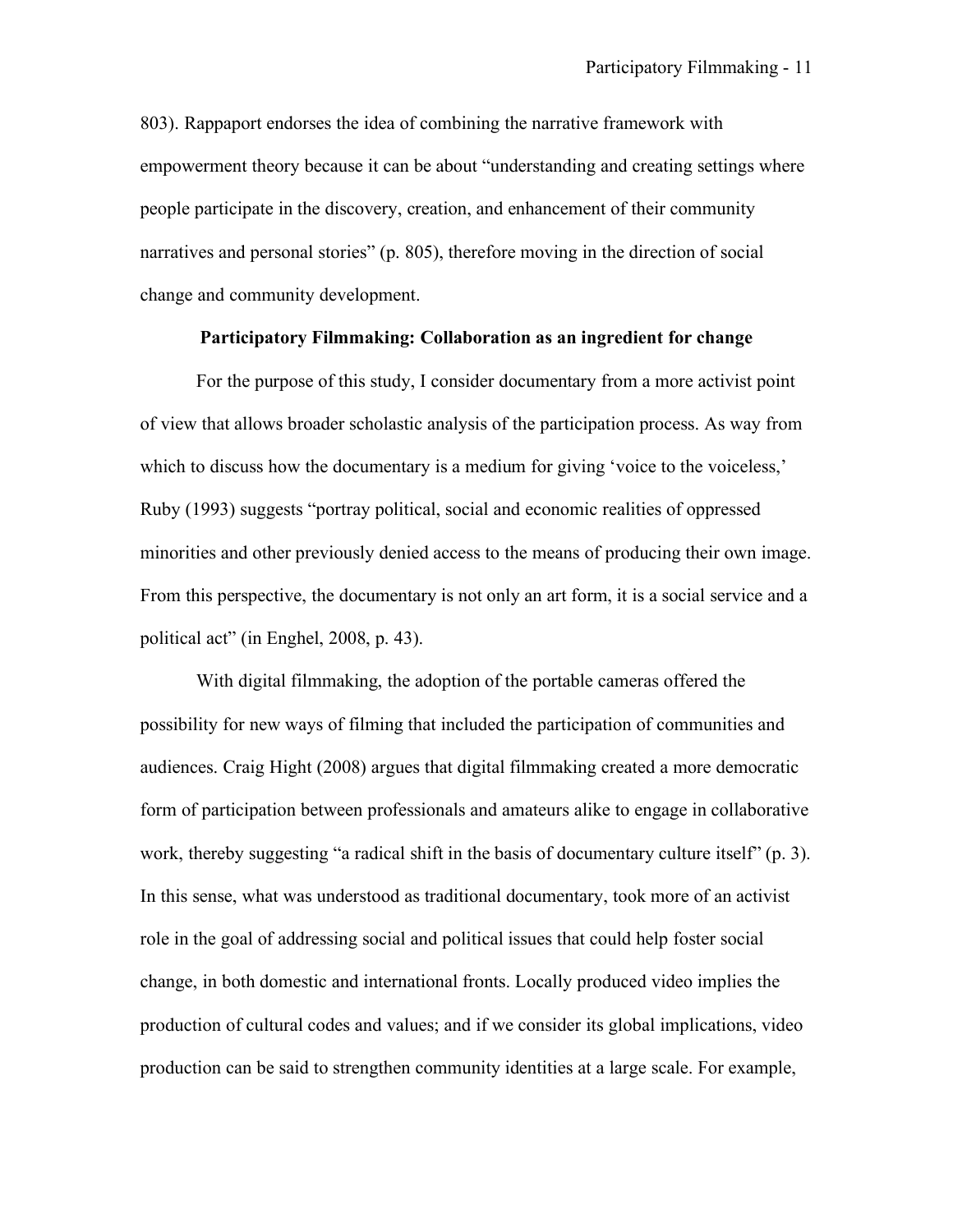803). Rappaport endorses the idea of combining the narrative framework with empowerment theory because it can be about "understanding and creating settings where people participate in the discovery, creation, and enhancement of their community narratives and personal stories" (p. 805), therefore moving in the direction of social change and community development.

## Participatory Filmmaking: Collaboration as an ingredient for change

For the purpose of this study, I consider documentary from a more activist point of view that allows broader scholastic analysis of the participation process. As way from which to discuss how the documentary is a medium for giving 'voice to the voiceless,' Ruby (1993) suggests "portray political, social and economic realities of oppressed minorities and other previously denied access to the means of producing their own image. From this perspective, the documentary is not only an art form, it is a social service and a political act" (in Enghel, 2008, p. 43).

With digital filmmaking, the adoption of the portable cameras offered the possibility for new ways of filming that included the participation of communities and audiences. Craig Hight (2008) argues that digital filmmaking created a more democratic form of participation between professionals and amateurs alike to engage in collaborative work, thereby suggesting "a radical shift in the basis of documentary culture itself" (p. 3). In this sense, what was understood as traditional documentary, took more of an activist role in the goal of addressing social and political issues that could help foster social change, in both domestic and international fronts. Locally produced video implies the production of cultural codes and values; and if we consider its global implications, video production can be said to strengthen community identities at a large scale. For example,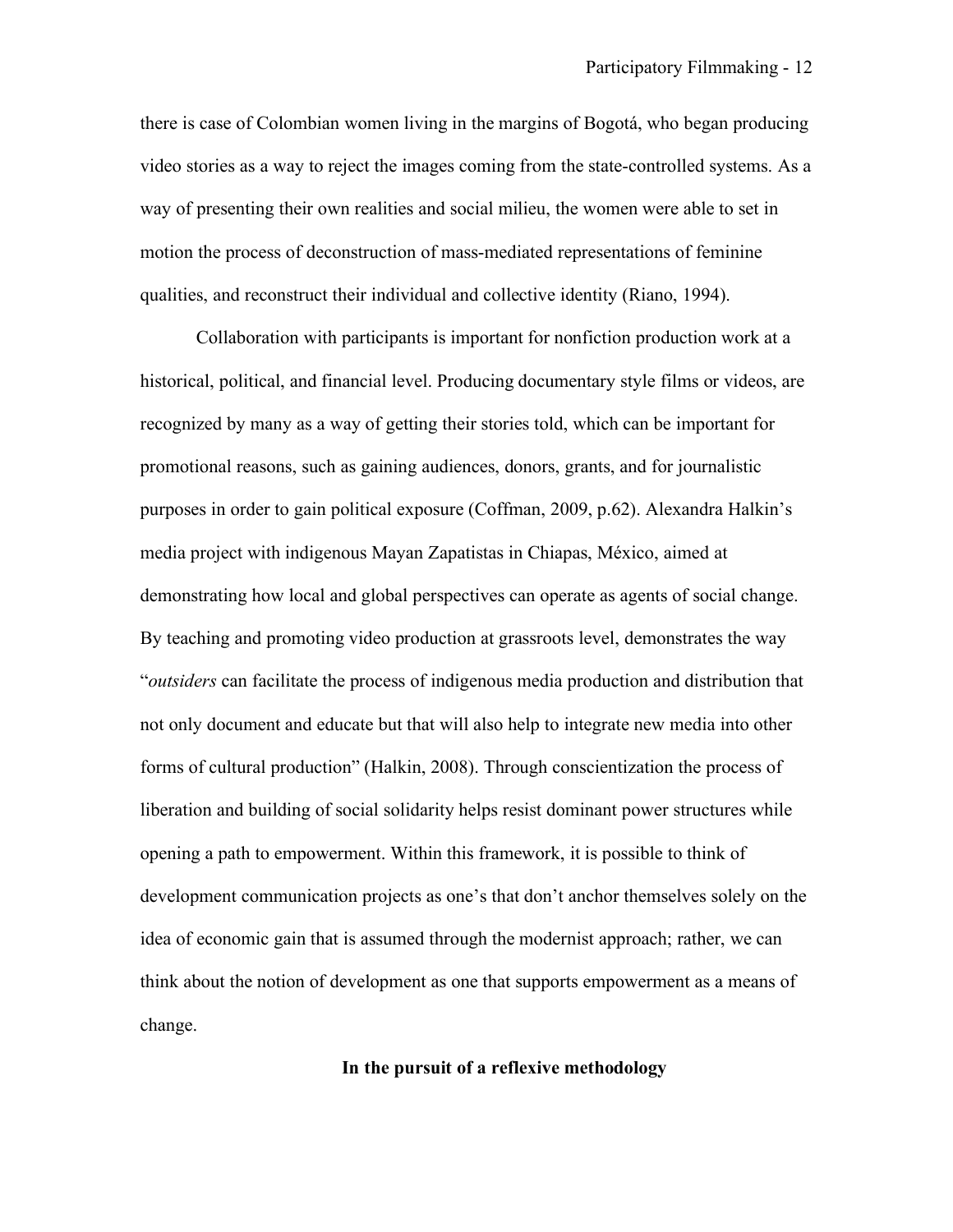there is case of Colombian women living in the margins of Bogotá, who began producing video stories as a way to reject the images coming from the state-controlled systems. As a way of presenting their own realities and social milieu, the women were able to set in motion the process of deconstruction of mass-mediated representations of feminine qualities, and reconstruct their individual and collective identity (Riano, 1994).

Collaboration with participants is important for nonfiction production work at a historical, political, and financial level. Producing documentary style films or videos, are recognized by many as a way of getting their stories told, which can be important for promotional reasons, such as gaining audiences, donors, grants, and for journalistic purposes in order to gain political exposure (Coffman, 2009, p.62). Alexandra Halkin's media project with indigenous Mayan Zapatistas in Chiapas, México, aimed at demonstrating how local and global perspectives can operate as agents of social change. By teaching and promoting video production at grassroots level, demonstrates the way "*outsiders* can facilitate the process of indigenous media production and distribution that not only document and educate but that will also help to integrate new media into other forms of cultural production" (Halkin, 2008). Through conscientization the process of liberation and building of social solidarity helps resist dominant power structures while opening a path to empowerment. Within this framework, it is possible to think of development communication projects as one's that don't anchor themselves solely on the idea of economic gain that is assumed through the modernist approach; rather, we can think about the notion of development as one that supports empowerment as a means of change.

## In the pursuit of a reflexive methodology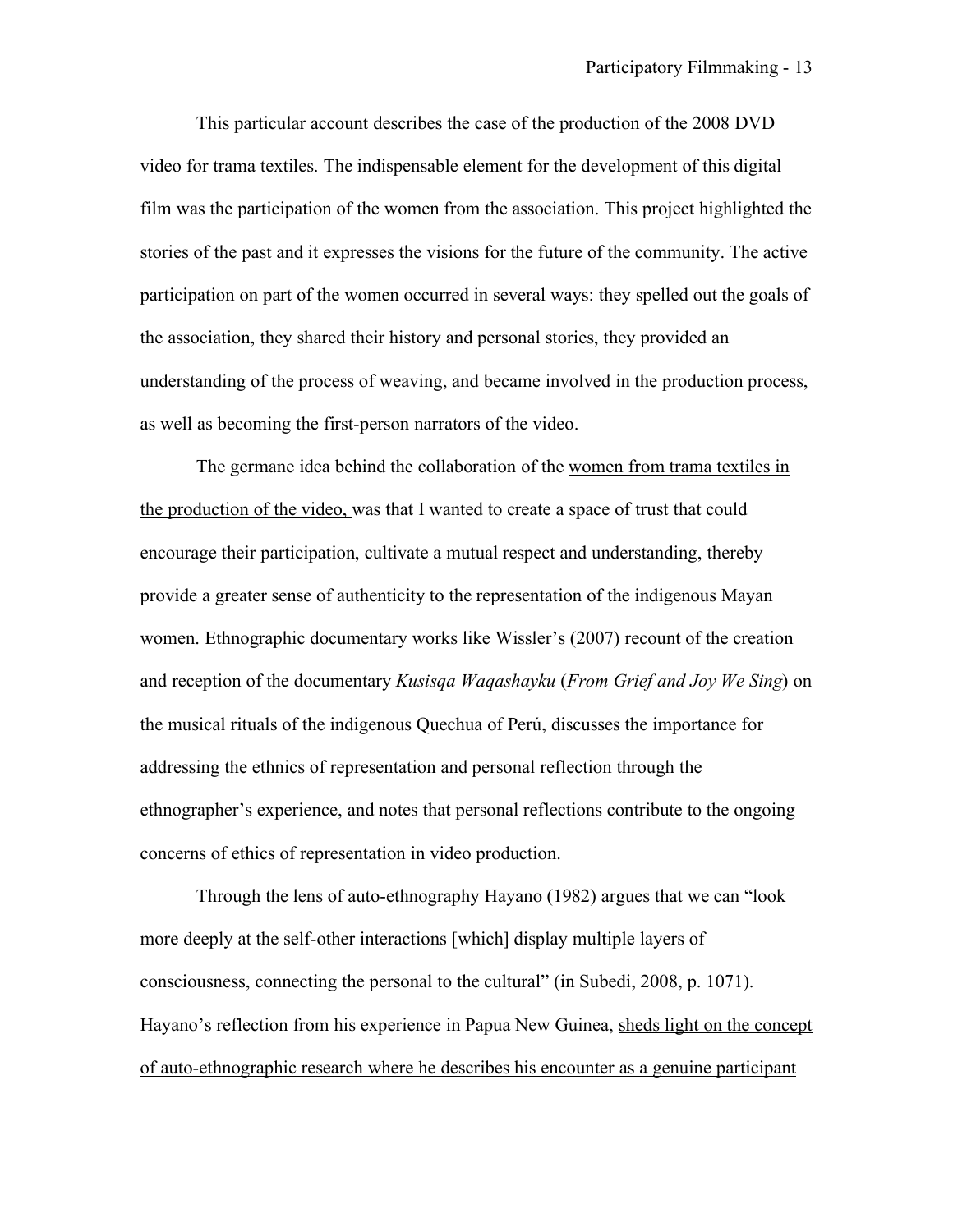This particular account describes the case of the production of the 2008 DVD video for trama textiles. The indispensable element for the development of this digital film was the participation of the women from the association. This project highlighted the stories of the past and it expresses the visions for the future of the community. The active participation on part of the women occurred in several ways: they spelled out the goals of the association, they shared their history and personal stories, they provided an understanding of the process of weaving, and became involved in the production process, as well as becoming the first-person narrators of the video.

The germane idea behind the collaboration of the <u>women from trama textiles in the production of the video,</u> was that I wanted to create a space of trust that could encourage their participation, cultivate a mutual respect and understanding, thereby provide a greater sense of authenticity to the representation of the indigenous Mayan women. Ethnographic documentary works like Wissler's (2007) recount of the creation and reception of the documentary *Kusisqa Waqashayku* (*From Grief and Joy We Sing*) on the musical rituals of the indigenous Quechua of Perú, discusses the importance for addressing the ethnics of representation and personal reflection through the ethnographer's experience, and notes that personal reflections contribute to the ongoing concerns of ethics of representation in video production.

Through the lens of auto-ethnography Hayano (1982) argues that we can "look more deeply at the self-other interactions [which] display multiple layers of consciousness, connecting the personal to the cultural" (in Subedi, 2008, p. 1071). Hayano's reflection from his experience in Papua New Guinea, <u>sheds light on the concept of auto-ethnographic research where he describes his encounter as a genuine participant</u>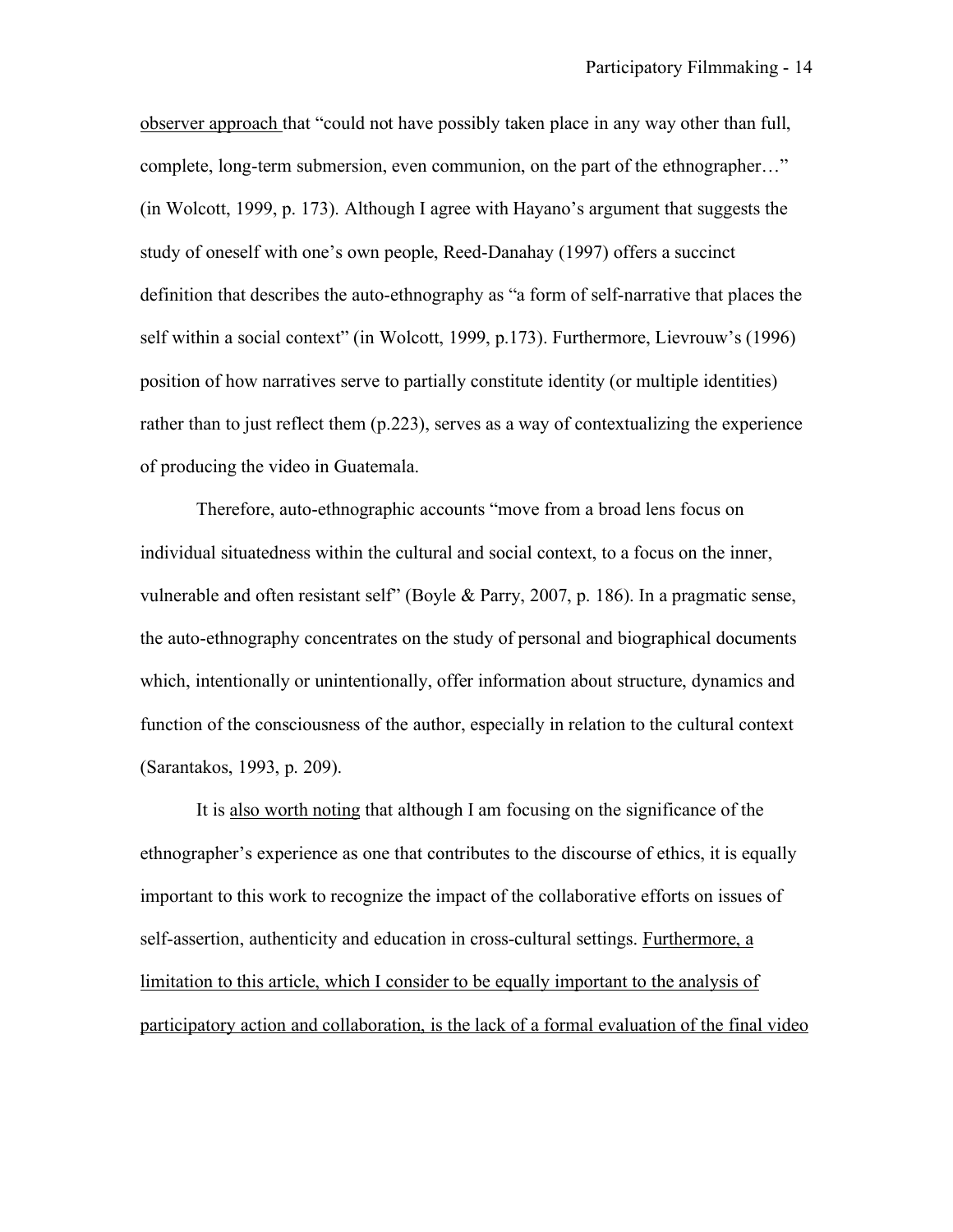observer approach that "could not have possibly taken place in any way other than full, complete, long-term submersion, even communion, on the part of the ethnographer…" (in Wolcott, 1999, p. 173). Although I agree with Hayano's argument that suggests the study of oneself with one's own people, Reed-Danahay (1997) offers a succinct definition that describes the auto-ethnography as "a form of self-narrative that places the self within a social context" (in Wolcott, 1999, p.173). Furthermore, Lievrouw's (1996) position of how narratives serve to partially constitute identity (or multiple identities) rather than to just reflect them (p.223), serves as a way of contextualizing the experience of producing the video in Guatemala.

Therefore, auto-ethnographic accounts "move from a broad lens focus on individual situatedness within the cultural and social context, to a focus on the inner, vulnerable and often resistant self" (Boyle & Parry, 2007, p. 186). In a pragmatic sense, the auto-ethnography concentrates on the study of personal and biographical documents which, intentionally or unintentionally, offer information about structure, dynamics and function of the consciousness of the author, especially in relation to the cultural context (Sarantakos, 1993, p. 209).

It is also worth noting that although I am focusing on the significance of the ethnographer's experience as one that contributes to the discourse of ethics, it is equally important to this work to recognize the impact of the collaborative efforts on issues of self-assertion, authenticity and education in cross-cultural settings. Furthermore, a limitation to this article, which I consider to be equally important to the analysis of participatory action and collaboration, is the lack of a formal evaluation of the final video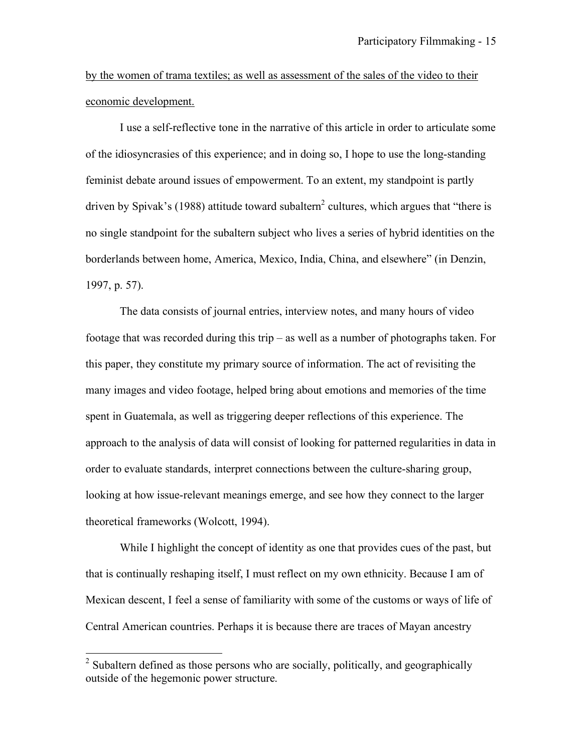by the women of trama textiles; as well as assessment of the sales of the video to their economic development.

I use a self-reflective tone in the narrative of this article in order to articulate some of the idiosyncrasies of this experience; and in doing so, I hope to use the long-standing feminist debate around issues of empowerment. To an extent, my standpoint is partly driven by Spivak's (1988) attitude toward subaltern[2] cultures, which argues that "there is no single standpoint for the subaltern subject who lives a series of hybrid identities on the borderlands between home, America, Mexico, India, China, and elsewhere" (in Denzin, 1997, p. 57).

The data consists of journal entries, interview notes, and many hours of video footage that was recorded during this trip – as well as a number of photographs taken. For this paper, they constitute my primary source of information. The act of revisiting the many images and video footage, helped bring about emotions and memories of the time spent in Guatemala, as well as triggering deeper reflections of this experience. The approach to the analysis of data will consist of looking for patterned regularities in data in order to evaluate standards, interpret connections between the culture-sharing group, looking at how issue-relevant meanings emerge, and see how they connect to the larger theoretical frameworks (Wolcott, 1994).

While I highlight the concept of identity as one that provides cues of the past, but that is continually reshaping itself, I must reflect on my own ethnicity. Because I am of Mexican descent, I feel a sense of familiarity with some of the customs or ways of life of Central American countries. Perhaps it is because there are traces of Mayan ancestry

[2] Subaltern defined as those persons who are socially, politically, and geographically outside of the hegemonic power structure.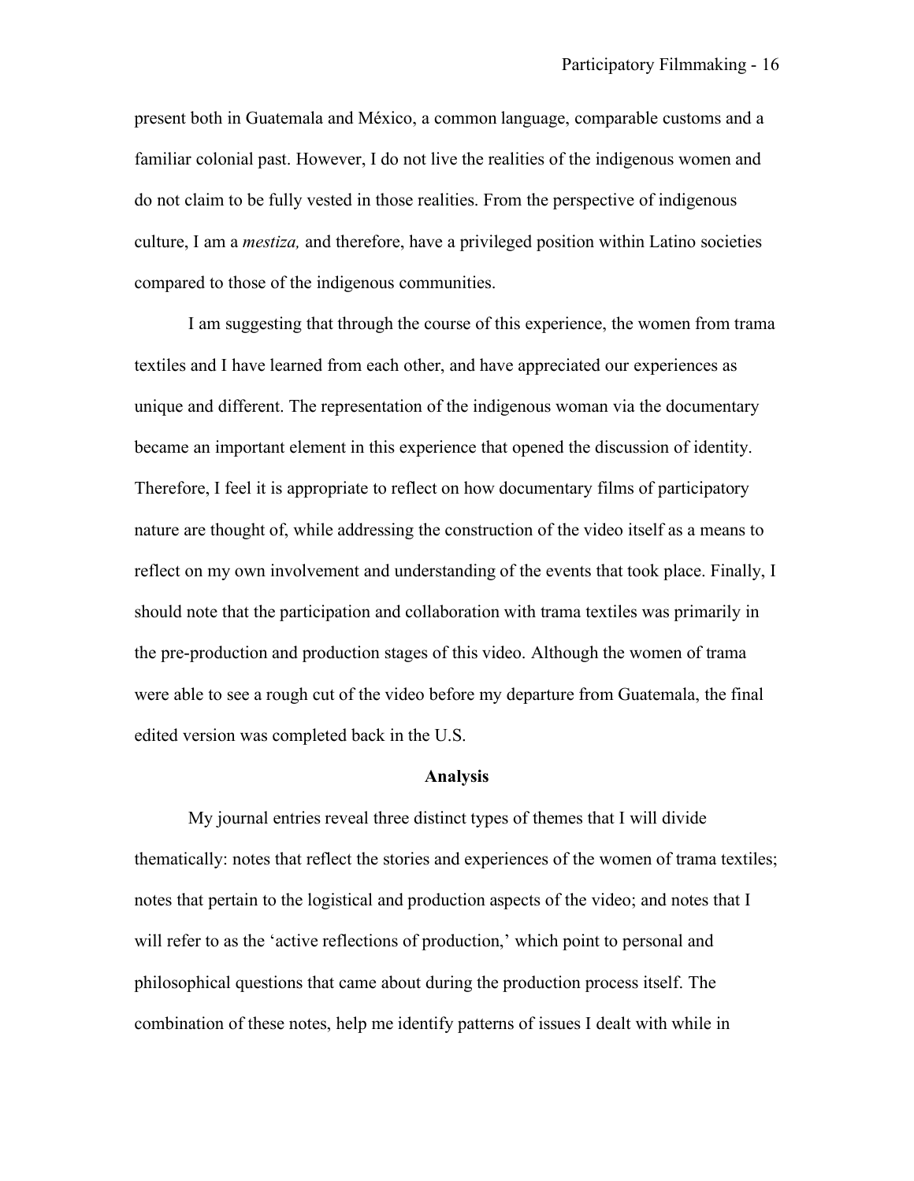present both in Guatemala and México, a common language, comparable customs and a familiar colonial past. However, I do not live the realities of the indigenous women and do not claim to be fully vested in those realities. From the perspective of indigenous culture, I am a *mestiza,* and therefore, have a privileged position within Latino societies compared to those of the indigenous communities.

I am suggesting that through the course of this experience, the women from trama textiles and I have learned from each other, and have appreciated our experiences as unique and different. The representation of the indigenous woman via the documentary became an important element in this experience that opened the discussion of identity. Therefore, I feel it is appropriate to reflect on how documentary films of participatory nature are thought of, while addressing the construction of the video itself as a means to reflect on my own involvement and understanding of the events that took place. Finally, I should note that the participation and collaboration with trama textiles was primarily in the pre-production and production stages of this video. Although the women of trama were able to see a rough cut of the video before my departure from Guatemala, the final edited version was completed back in the U.S.

## Analysis

My journal entries reveal three distinct types of themes that I will divide thematically: notes that reflect the stories and experiences of the women of trama textiles; notes that pertain to the logistical and production aspects of the video; and notes that I will refer to as the 'active reflections of production,' which point to personal and philosophical questions that came about during the production process itself. The combination of these notes, help me identify patterns of issues I dealt with while in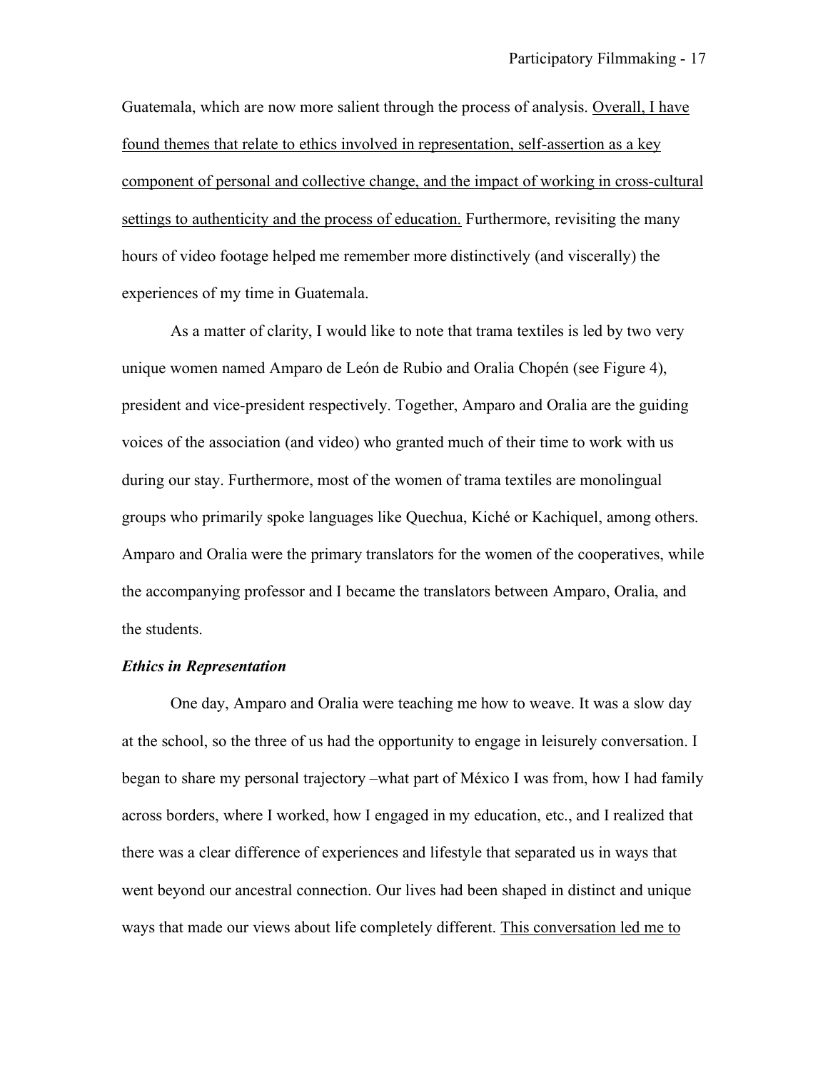Guatemala, which are now more salient through the process of analysis. <u>Overall, I have found themes that relate to ethics involved in representation, self-assertion as a key component of personal and collective change, and the impact of working in cross-cultural settings to authenticity and the process of education.</u> Furthermore, revisiting the many hours of video footage helped me remember more distinctively (and viscerally) the experiences of my time in Guatemala.

As a matter of clarity, I would like to note that trama textiles is led by two very unique women named Amparo de León de Rubio and Oralia Chopén (see Figure 4), president and vice-president respectively. Together, Amparo and Oralia are the guiding voices of the association (and video) who granted much of their time to work with us during our stay. Furthermore, most of the women of trama textiles are monolingual groups who primarily spoke languages like Quechua, Kiché or Kachiquel, among others. Amparo and Oralia were the primary translators for the women of the cooperatives, while the accompanying professor and I became the translators between Amparo, Oralia, and the students.

***Ethics in Representation***

One day, Amparo and Oralia were teaching me how to weave. It was a slow day at the school, so the three of us had the opportunity to engage in leisurely conversation. I began to share my personal trajectory –what part of México I was from, how I had family across borders, where I worked, how I engaged in my education, etc., and I realized that there was a clear difference of experiences and lifestyle that separated us in ways that went beyond our ancestral connection. Our lives had been shaped in distinct and unique ways that made our views about life completely different. <u>This conversation led me to</u>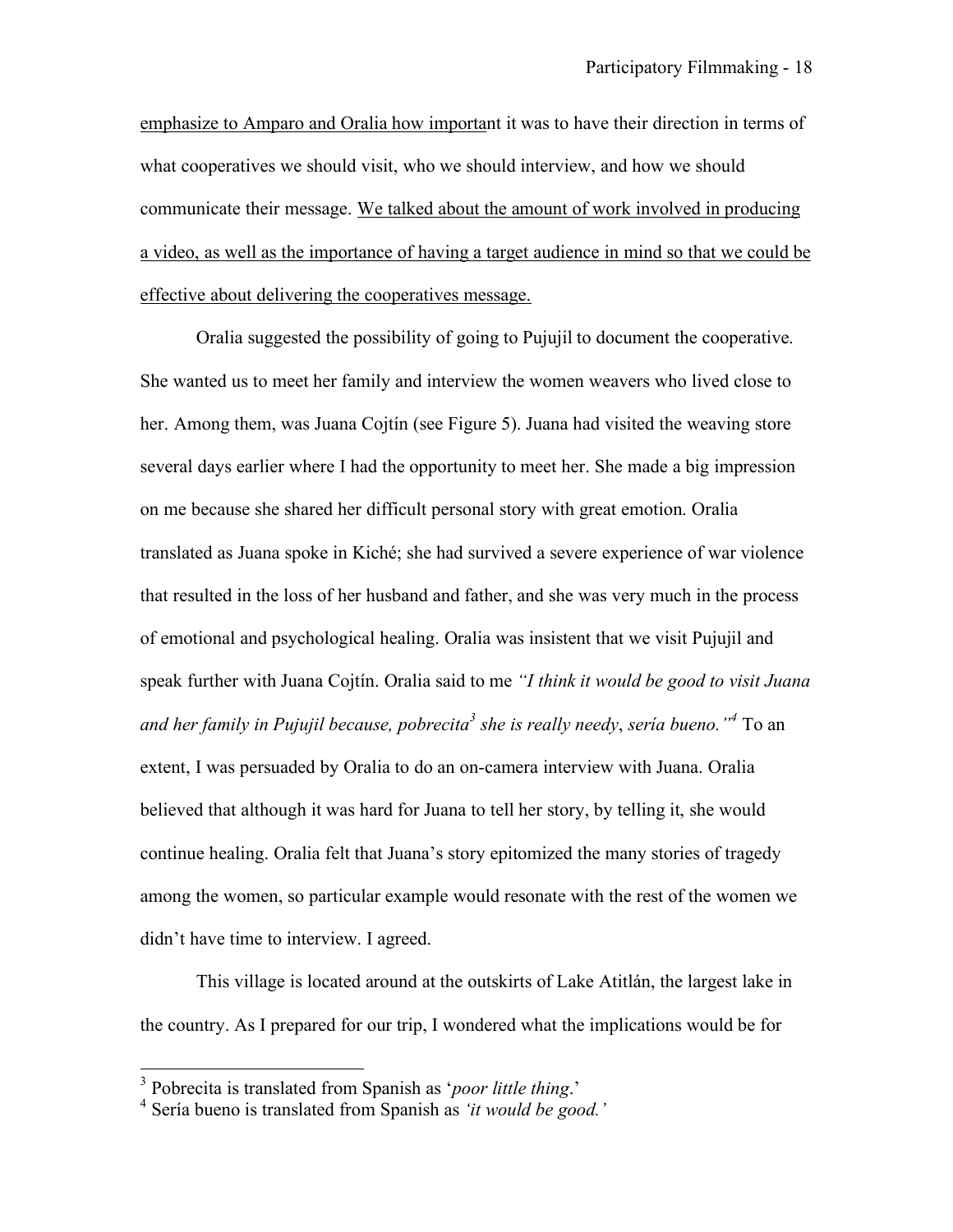emphasize to Amparo and Oralia how important it was to have their direction in terms of what cooperatives we should visit, who we should interview, and how we should communicate their message. We talked about the amount of work involved in producing a video, as well as the importance of having a target audience in mind so that we could be effective about delivering the cooperatives message.

Oralia suggested the possibility of going to Pujujil to document the cooperative. She wanted us to meet her family and interview the women weavers who lived close to her. Among them, was Juana Cojtín (see Figure 5). Juana had visited the weaving store several days earlier where I had the opportunity to meet her. She made a big impression on me because she shared her difficult personal story with great emotion. Oralia translated as Juana spoke in Kiché; she had survived a severe experience of war violence that resulted in the loss of her husband and father, and she was very much in the process of emotional and psychological healing. Oralia was insistent that we visit Pujujil and speak further with Juana Cojtín. Oralia said to me *"I think it would be good to visit Juana and her family in Pujujil because, pobrecita*[3] *she is really needy*, *sería bueno."*[4] To an extent, I was persuaded by Oralia to do an on-camera interview with Juana. Oralia believed that although it was hard for Juana to tell her story, by telling it, she would continue healing. Oralia felt that Juana's story epitomized the many stories of tragedy among the women, so particular example would resonate with the rest of the women we didn't have time to interview. I agreed.

This village is located around at the outskirts of Lake Atitlán, the largest lake in the country. As I prepared for our trip, I wondered what the implications would be for

---

[3] Pobrecita is translated from Spanish as '*poor little thing*.'

[4] Sería bueno is translated from Spanish as *'it would be good.'*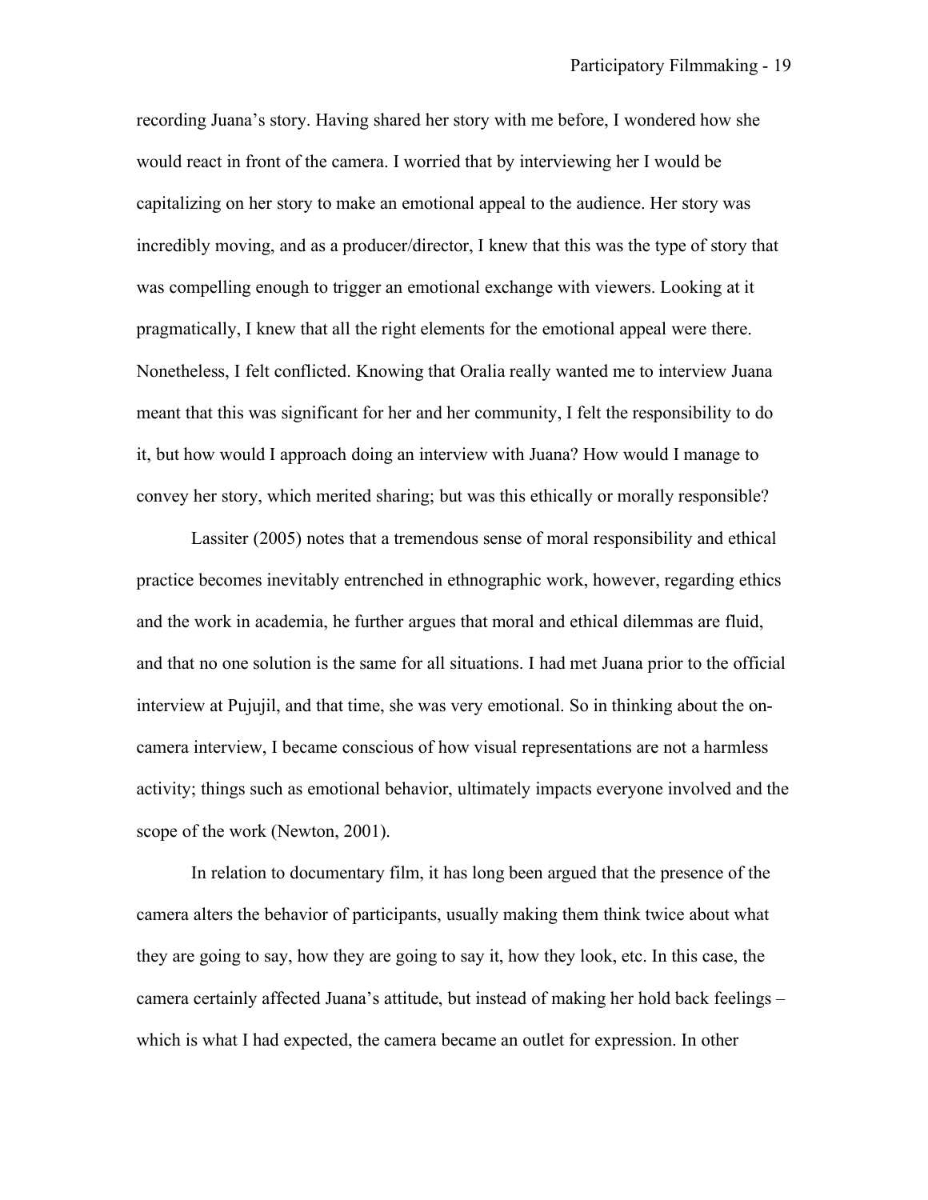recording Juana's story. Having shared her story with me before, I wondered how she would react in front of the camera. I worried that by interviewing her I would be capitalizing on her story to make an emotional appeal to the audience. Her story was incredibly moving, and as a producer/director, I knew that this was the type of story that was compelling enough to trigger an emotional exchange with viewers. Looking at it pragmatically, I knew that all the right elements for the emotional appeal were there. Nonetheless, I felt conflicted. Knowing that Oralia really wanted me to interview Juana meant that this was significant for her and her community, I felt the responsibility to do it, but how would I approach doing an interview with Juana? How would I manage to convey her story, which merited sharing; but was this ethically or morally responsible?

Lassiter (2005) notes that a tremendous sense of moral responsibility and ethical practice becomes inevitably entrenched in ethnographic work, however, regarding ethics and the work in academia, he further argues that moral and ethical dilemmas are fluid, and that no one solution is the same for all situations. I had met Juana prior to the official interview at Pujujil, and that time, she was very emotional. So in thinking about the on-camera interview, I became conscious of how visual representations are not a harmless activity; things such as emotional behavior, ultimately impacts everyone involved and the scope of the work (Newton, 2001).

In relation to documentary film, it has long been argued that the presence of the camera alters the behavior of participants, usually making them think twice about what they are going to say, how they are going to say it, how they look, etc. In this case, the camera certainly affected Juana's attitude, but instead of making her hold back feelings – which is what I had expected, the camera became an outlet for expression. In other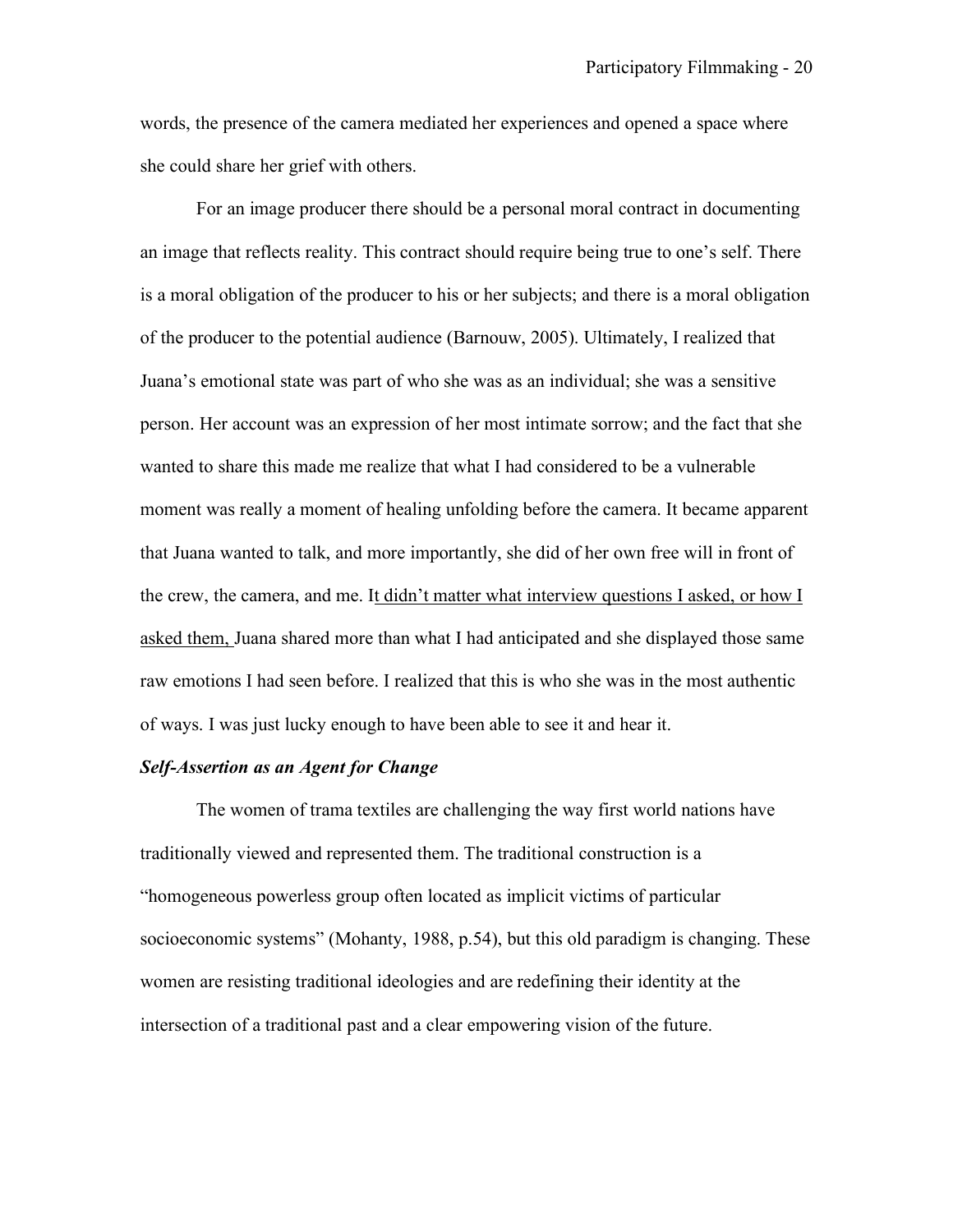words, the presence of the camera mediated her experiences and opened a space where she could share her grief with others.

For an image producer there should be a personal moral contract in documenting an image that reflects reality. This contract should require being true to one's self. There is a moral obligation of the producer to his or her subjects; and there is a moral obligation of the producer to the potential audience (Barnouw, 2005). Ultimately, I realized that Juana's emotional state was part of who she was as an individual; she was a sensitive person. Her account was an expression of her most intimate sorrow; and the fact that she wanted to share this made me realize that what I had considered to be a vulnerable moment was really a moment of healing unfolding before the camera. It became apparent that Juana wanted to talk, and more importantly, she did of her own free will in front of the crew, the camera, and me. It didn't matter what interview questions I asked, or how I asked them, Juana shared more than what I had anticipated and she displayed those same raw emotions I had seen before. I realized that this is who she was in the most authentic of ways. I was just lucky enough to have been able to see it and hear it.

***Self-Assertion as an Agent for Change***

The women of trama textiles are challenging the way first world nations have traditionally viewed and represented them. The traditional construction is a "homogeneous powerless group often located as implicit victims of particular socioeconomic systems" (Mohanty, 1988, p.54), but this old paradigm is changing. These women are resisting traditional ideologies and are redefining their identity at the intersection of a traditional past and a clear empowering vision of the future.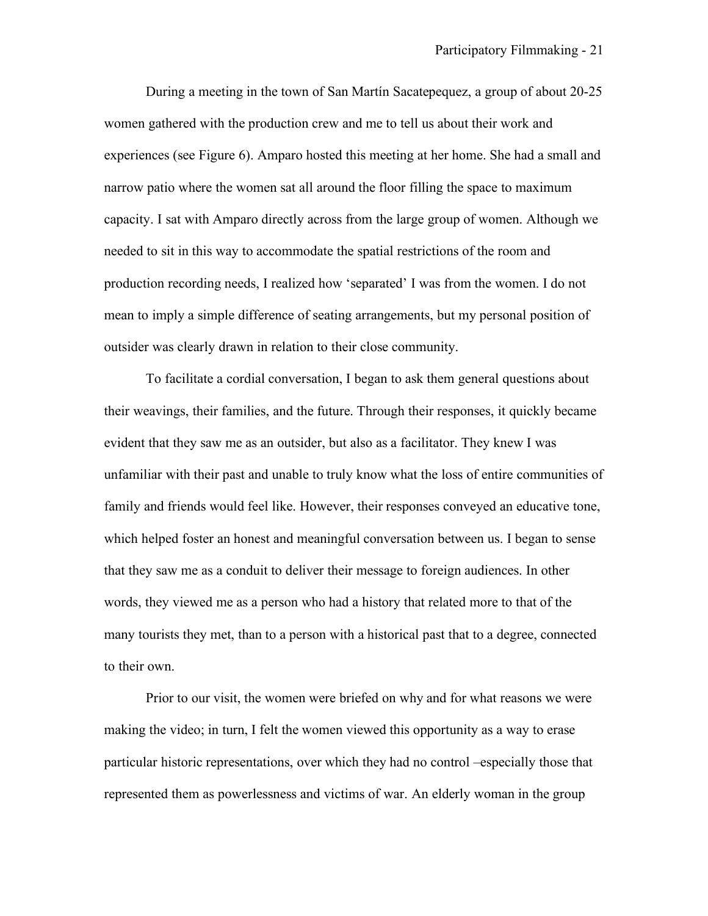During a meeting in the town of San Martín Sacatepequez, a group of about 20-25 women gathered with the production crew and me to tell us about their work and experiences (see Figure 6). Amparo hosted this meeting at her home. She had a small and narrow patio where the women sat all around the floor filling the space to maximum capacity. I sat with Amparo directly across from the large group of women. Although we needed to sit in this way to accommodate the spatial restrictions of the room and production recording needs, I realized how 'separated' I was from the women. I do not mean to imply a simple difference of seating arrangements, but my personal position of outsider was clearly drawn in relation to their close community.

To facilitate a cordial conversation, I began to ask them general questions about their weavings, their families, and the future. Through their responses, it quickly became evident that they saw me as an outsider, but also as a facilitator. They knew I was unfamiliar with their past and unable to truly know what the loss of entire communities of family and friends would feel like. However, their responses conveyed an educative tone, which helped foster an honest and meaningful conversation between us. I began to sense that they saw me as a conduit to deliver their message to foreign audiences. In other words, they viewed me as a person who had a history that related more to that of the many tourists they met, than to a person with a historical past that to a degree, connected to their own.

Prior to our visit, the women were briefed on why and for what reasons we were making the video; in turn, I felt the women viewed this opportunity as a way to erase particular historic representations, over which they had no control –especially those that represented them as powerlessness and victims of war. An elderly woman in the group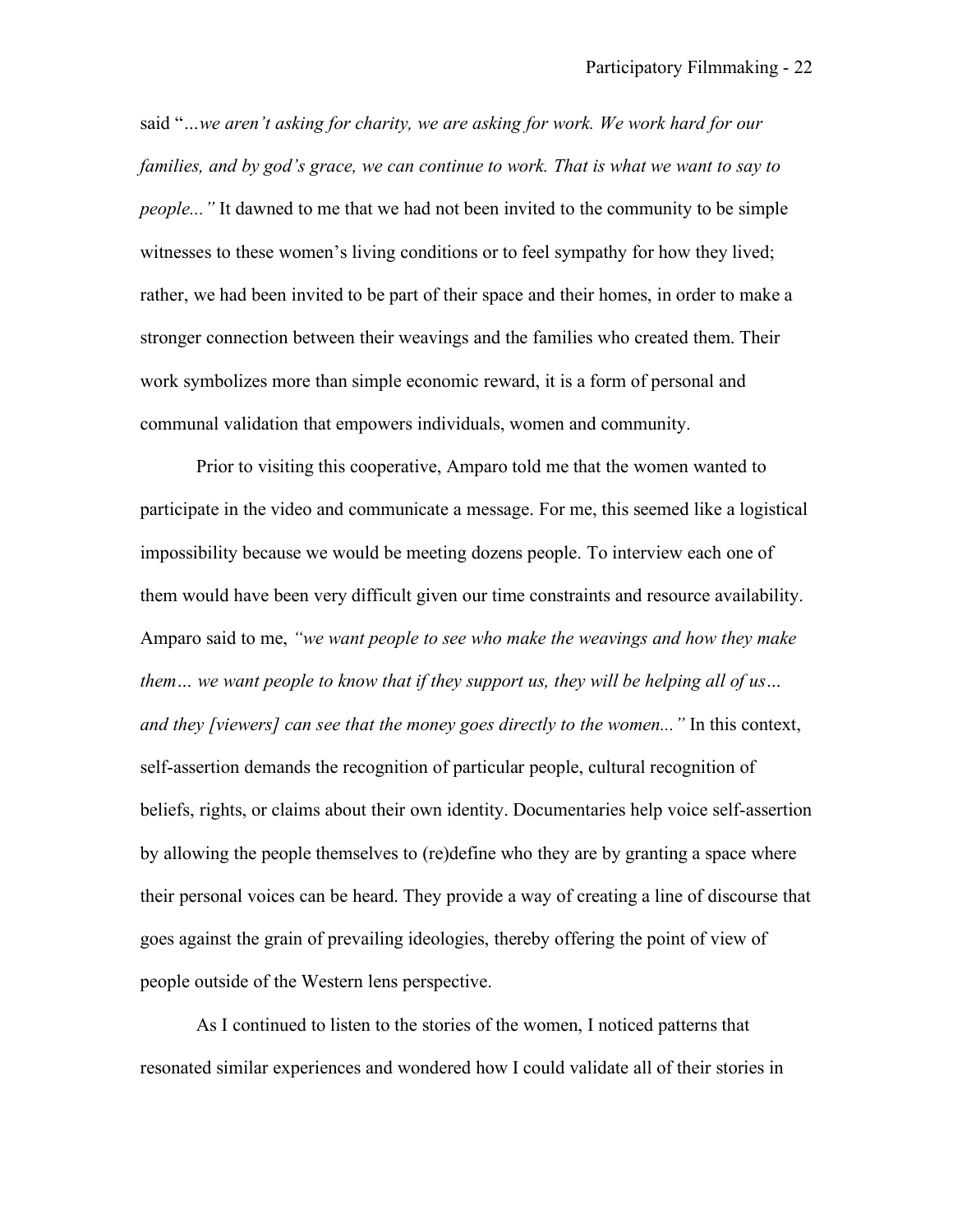said "*...we aren't asking for charity, we are asking for work. We work hard for our families, and by god's grace, we can continue to work. That is what we want to say to people...*" It dawned to me that we had not been invited to the community to be simple witnesses to these women's living conditions or to feel sympathy for how they lived; rather, we had been invited to be part of their space and their homes, in order to make a stronger connection between their weavings and the families who created them. Their work symbolizes more than simple economic reward, it is a form of personal and communal validation that empowers individuals, women and community.

Prior to visiting this cooperative, Amparo told me that the women wanted to participate in the video and communicate a message. For me, this seemed like a logistical impossibility because we would be meeting dozens people. To interview each one of them would have been very difficult given our time constraints and resource availability. Amparo said to me, *"we want people to see who make the weavings and how they make them... we want people to know that if they support us, they will be helping all of us... and they [viewers] can see that the money goes directly to the women..."* In this context, self-assertion demands the recognition of particular people, cultural recognition of beliefs, rights, or claims about their own identity. Documentaries help voice self-assertion by allowing the people themselves to (re)define who they are by granting a space where their personal voices can be heard. They provide a way of creating a line of discourse that goes against the grain of prevailing ideologies, thereby offering the point of view of people outside of the Western lens perspective.

As I continued to listen to the stories of the women, I noticed patterns that resonated similar experiences and wondered how I could validate all of their stories in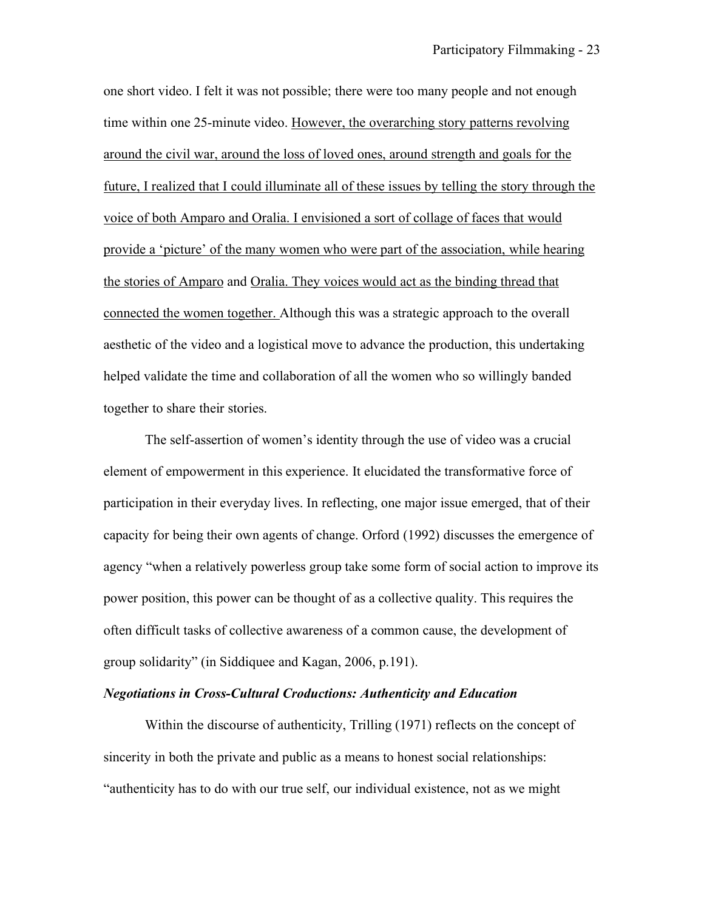one short video. I felt it was not possible; there were too many people and not enough time within one 25-minute video. <u>However, the overarching story patterns revolving around the civil war, around the loss of loved ones, around strength and goals for the future, I realized that I could illuminate all of these issues by telling the story through the voice of both Amparo and Oralia. I envisioned a sort of collage of faces that would provide a 'picture' of the many women who were part of the association, while hearing the stories of Amparo</u> and <u>Oralia. They voices would act as the binding thread that connected the women together.</u> Although this was a strategic approach to the overall aesthetic of the video and a logistical move to advance the production, this undertaking helped validate the time and collaboration of all the women who so willingly banded together to share their stories.

The self-assertion of women's identity through the use of video was a crucial element of empowerment in this experience. It elucidated the transformative force of participation in their everyday lives. In reflecting, one major issue emerged, that of their capacity for being their own agents of change. Orford (1992) discusses the emergence of agency "when a relatively powerless group take some form of social action to improve its power position, this power can be thought of as a collective quality. This requires the often difficult tasks of collective awareness of a common cause, the development of group solidarity" (in Siddiquee and Kagan, 2006, p.191).

### *Negotiations in Cross-Cultural Croductions: Authenticity and Education*

Within the discourse of authenticity, Trilling (1971) reflects on the concept of sincerity in both the private and public as a means to honest social relationships: "authenticity has to do with our true self, our individual existence, not as we might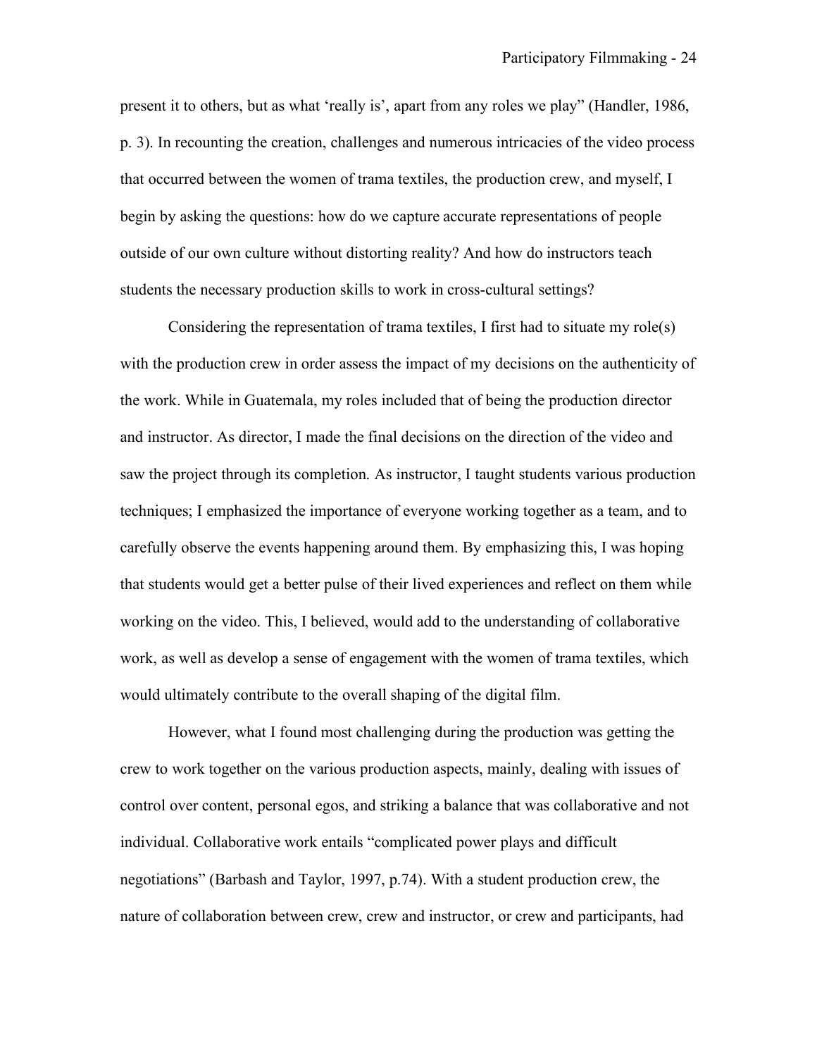present it to others, but as what 'really is', apart from any roles we play" (Handler, 1986, p. 3). In recounting the creation, challenges and numerous intricacies of the video process that occurred between the women of trama textiles, the production crew, and myself, I begin by asking the questions: how do we capture accurate representations of people outside of our own culture without distorting reality? And how do instructors teach students the necessary production skills to work in cross-cultural settings?

Considering the representation of trama textiles, I first had to situate my role(s) with the production crew in order assess the impact of my decisions on the authenticity of the work. While in Guatemala, my roles included that of being the production director and instructor. As director, I made the final decisions on the direction of the video and saw the project through its completion. As instructor, I taught students various production techniques; I emphasized the importance of everyone working together as a team, and to carefully observe the events happening around them. By emphasizing this, I was hoping that students would get a better pulse of their lived experiences and reflect on them while working on the video. This, I believed, would add to the understanding of collaborative work, as well as develop a sense of engagement with the women of trama textiles, which would ultimately contribute to the overall shaping of the digital film.

However, what I found most challenging during the production was getting the crew to work together on the various production aspects, mainly, dealing with issues of control over content, personal egos, and striking a balance that was collaborative and not individual. Collaborative work entails "complicated power plays and difficult negotiations" (Barbash and Taylor, 1997, p.74). With a student production crew, the nature of collaboration between crew, crew and instructor, or crew and participants, had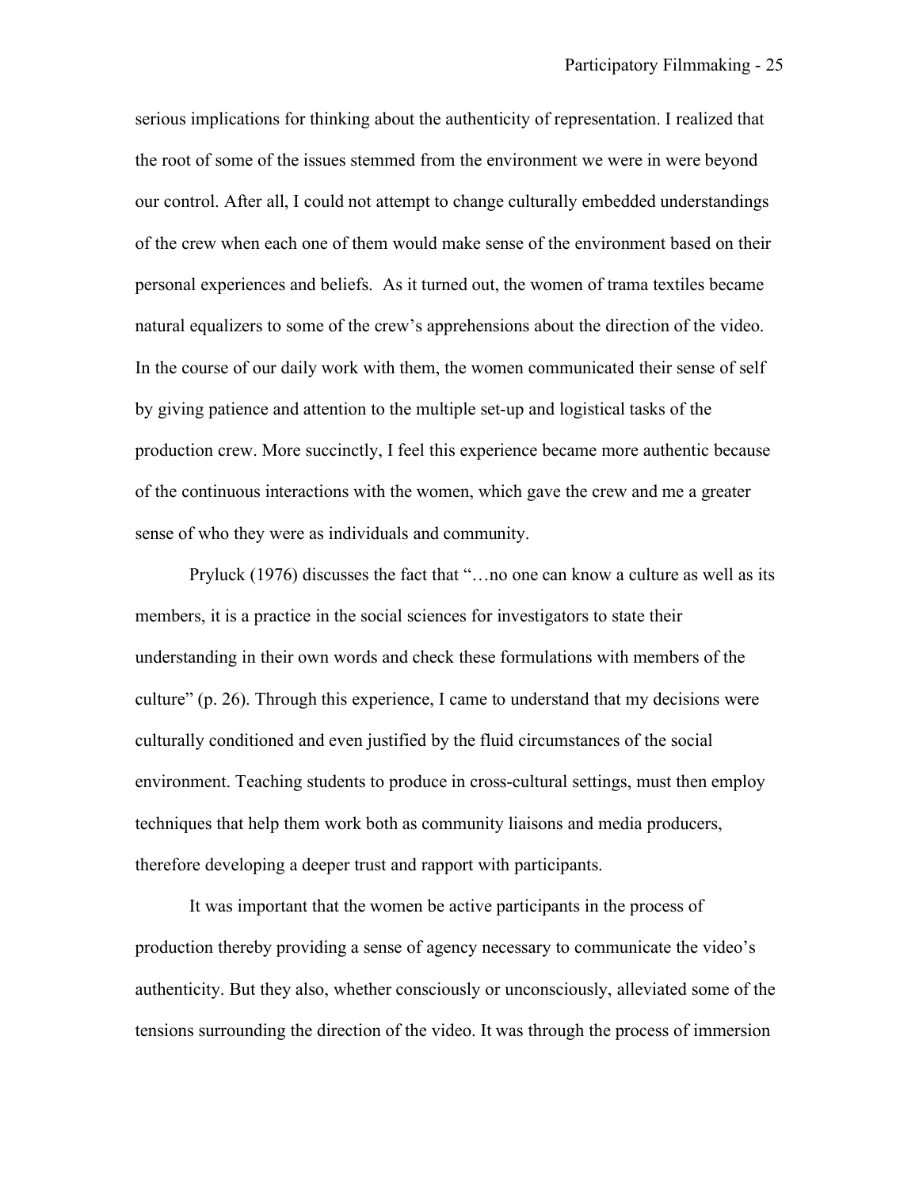serious implications for thinking about the authenticity of representation. I realized that the root of some of the issues stemmed from the environment we were in were beyond our control. After all, I could not attempt to change culturally embedded understandings of the crew when each one of them would make sense of the environment based on their personal experiences and beliefs. As it turned out, the women of trama textiles became natural equalizers to some of the crew's apprehensions about the direction of the video. In the course of our daily work with them, the women communicated their sense of self by giving patience and attention to the multiple set-up and logistical tasks of the production crew. More succinctly, I feel this experience became more authentic because of the continuous interactions with the women, which gave the crew and me a greater sense of who they were as individuals and community.

Pryluck (1976) discusses the fact that "…no one can know a culture as well as its members, it is a practice in the social sciences for investigators to state their understanding in their own words and check these formulations with members of the culture" (p. 26). Through this experience, I came to understand that my decisions were culturally conditioned and even justified by the fluid circumstances of the social environment. Teaching students to produce in cross-cultural settings, must then employ techniques that help them work both as community liaisons and media producers, therefore developing a deeper trust and rapport with participants.

It was important that the women be active participants in the process of production thereby providing a sense of agency necessary to communicate the video's authenticity. But they also, whether consciously or unconsciously, alleviated some of the tensions surrounding the direction of the video. It was through the process of immersion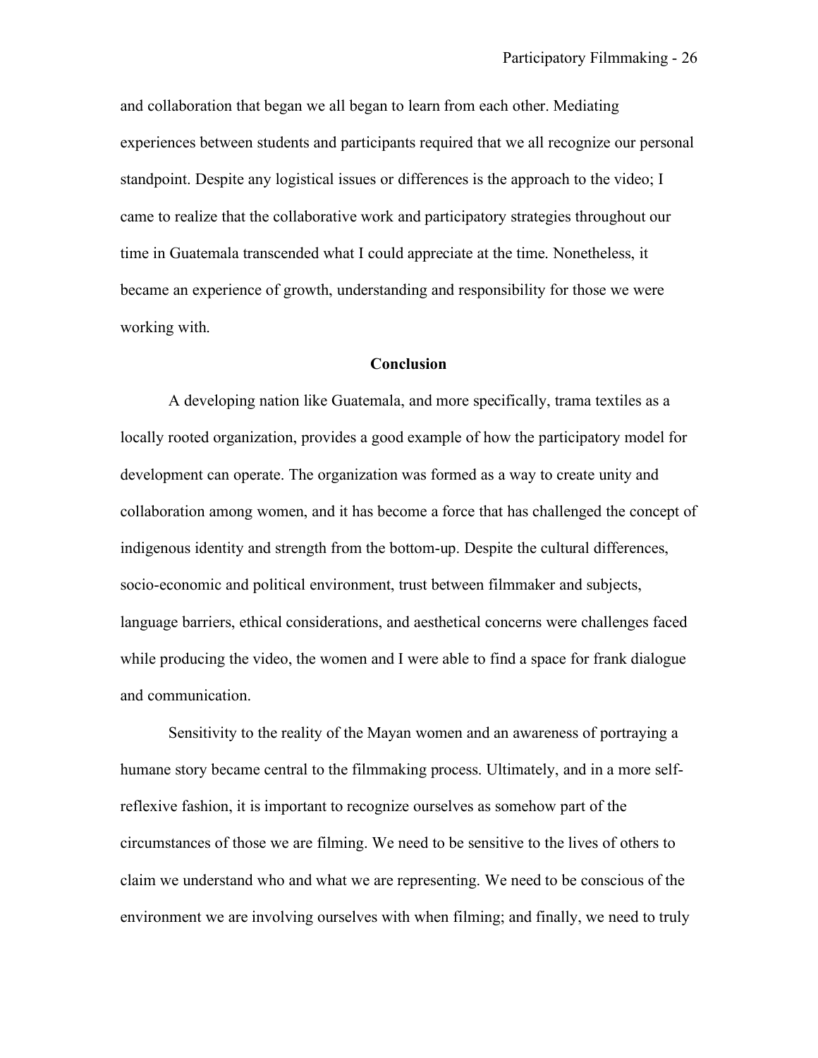and collaboration that began we all began to learn from each other. Mediating experiences between students and participants required that we all recognize our personal standpoint. Despite any logistical issues or differences is the approach to the video; I came to realize that the collaborative work and participatory strategies throughout our time in Guatemala transcended what I could appreciate at the time. Nonetheless, it became an experience of growth, understanding and responsibility for those we were working with.

## Conclusion

A developing nation like Guatemala, and more specifically, trama textiles as a locally rooted organization, provides a good example of how the participatory model for development can operate. The organization was formed as a way to create unity and collaboration among women, and it has become a force that has challenged the concept of indigenous identity and strength from the bottom-up. Despite the cultural differences, socio-economic and political environment, trust between filmmaker and subjects, language barriers, ethical considerations, and aesthetical concerns were challenges faced while producing the video, the women and I were able to find a space for frank dialogue and communication.

Sensitivity to the reality of the Mayan women and an awareness of portraying a humane story became central to the filmmaking process. Ultimately, and in a more self-reflexive fashion, it is important to recognize ourselves as somehow part of the circumstances of those we are filming. We need to be sensitive to the lives of others to claim we understand who and what we are representing. We need to be conscious of the environment we are involving ourselves with when filming; and finally, we need to truly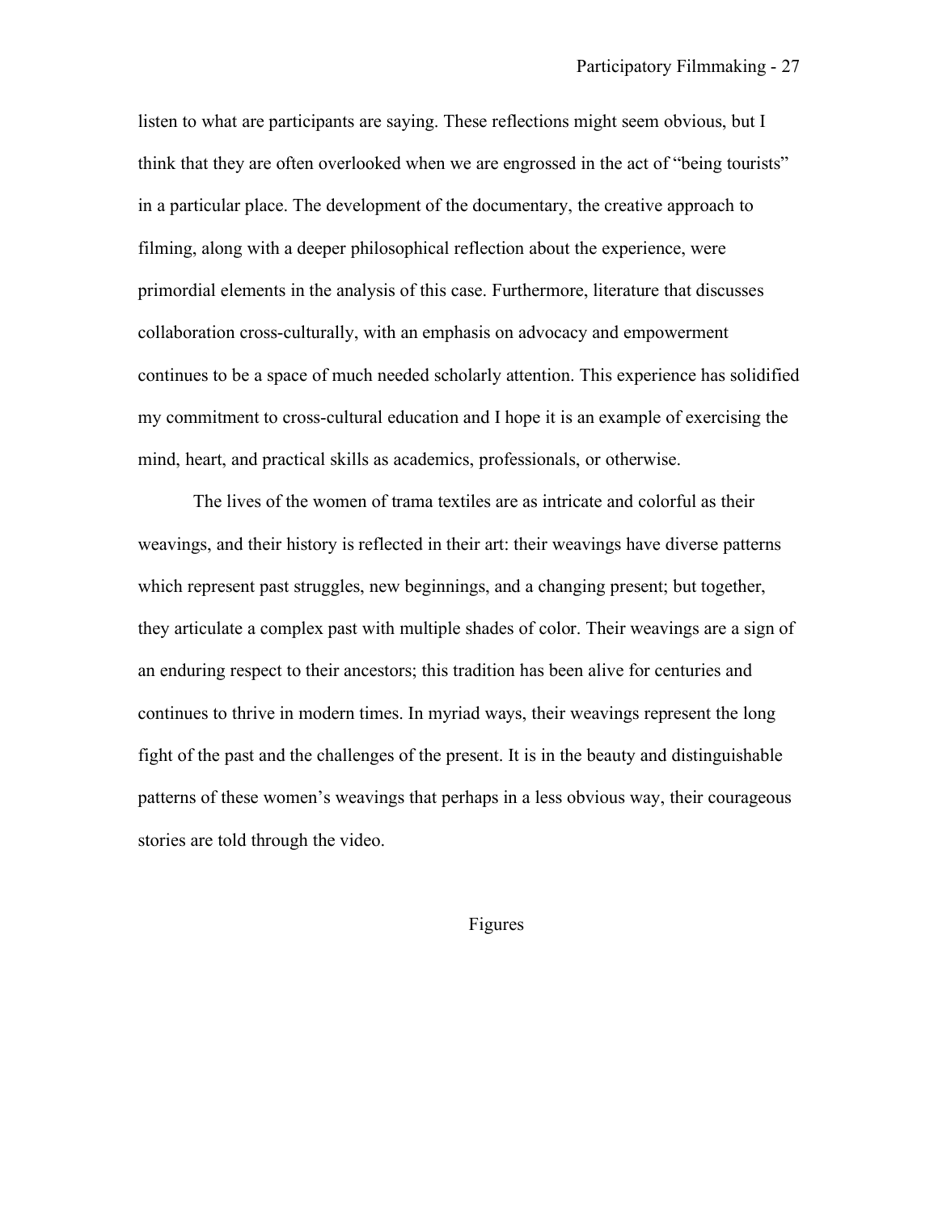listen to what are participants are saying. These reflections might seem obvious, but I think that they are often overlooked when we are engrossed in the act of "being tourists" in a particular place. The development of the documentary, the creative approach to filming, along with a deeper philosophical reflection about the experience, were primordial elements in the analysis of this case. Furthermore, literature that discusses collaboration cross-culturally, with an emphasis on advocacy and empowerment continues to be a space of much needed scholarly attention. This experience has solidified my commitment to cross-cultural education and I hope it is an example of exercising the mind, heart, and practical skills as academics, professionals, or otherwise.

The lives of the women of trama textiles are as intricate and colorful as their weavings, and their history is reflected in their art: their weavings have diverse patterns which represent past struggles, new beginnings, and a changing present; but together, they articulate a complex past with multiple shades of color. Their weavings are a sign of an enduring respect to their ancestors; this tradition has been alive for centuries and continues to thrive in modern times. In myriad ways, their weavings represent the long fight of the past and the challenges of the present. It is in the beauty and distinguishable patterns of these women's weavings that perhaps in a less obvious way, their courageous stories are told through the video.

## Figures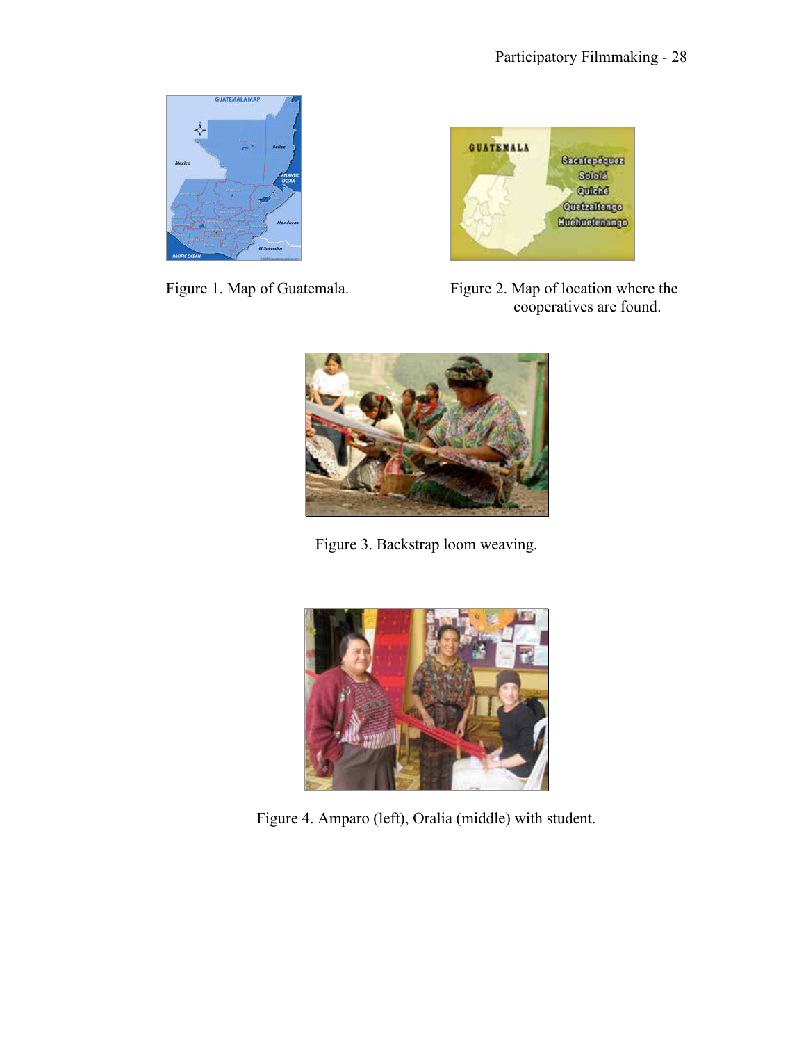Figure 1. Map of Guatemala.

Figure 2. Map of location where the cooperatives are found.

Figure 3. Backstrap loom weaving.

Figure 4. Amparo (left), Oralia (middle) with student.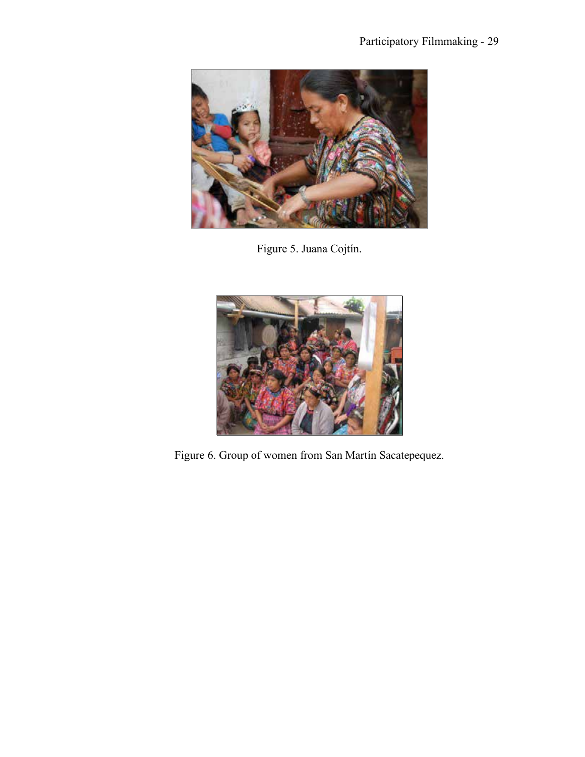Figure 5. Juana Cojtín.

Figure 6. Group of women from San Martín Sacatepequez.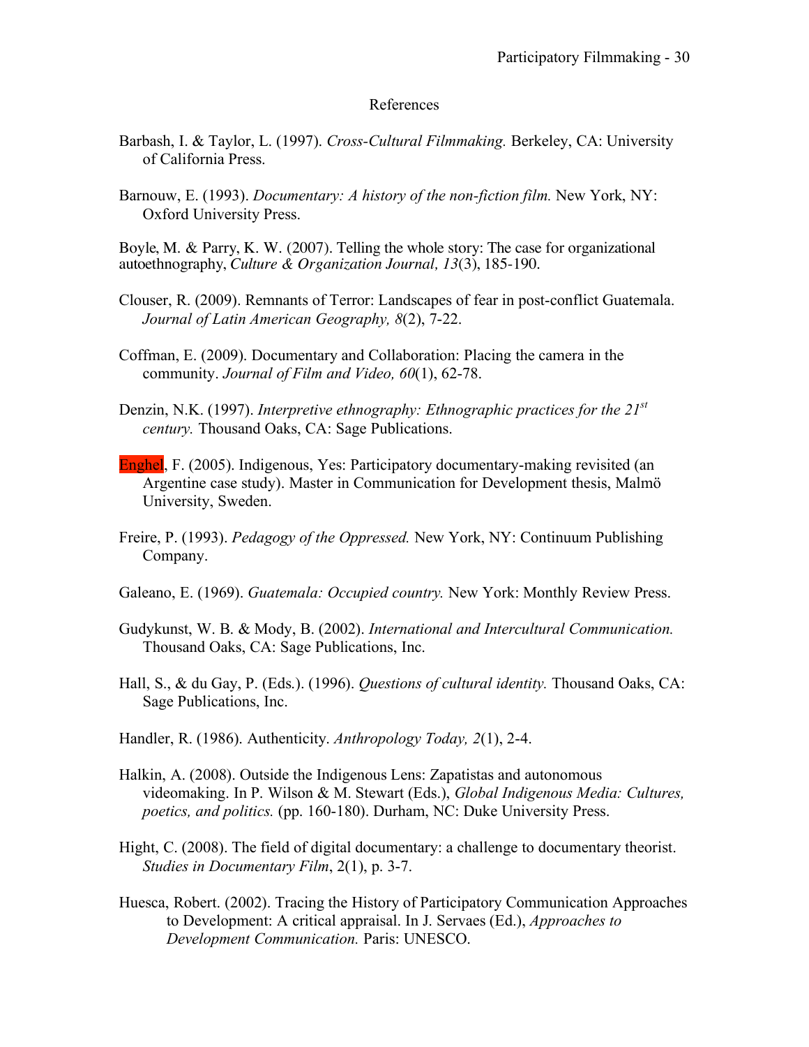# References

Barbash, I. & Taylor, L. (1997). *Cross-Cultural Filmmaking.* Berkeley, CA: University of California Press.

Barnouw, E. (1993). *Documentary: A history of the non-fiction film.* New York, NY: Oxford University Press.

Boyle, M. & Parry, K. W. (2007). Telling the whole story: The case for organizational autoethnography, *Culture & Organization Journal, 13*(3), 185-190.

Clouser, R. (2009). Remnants of Terror: Landscapes of fear in post-conflict Guatemala. *Journal of Latin American Geography, 8*(2), 7-22.

Coffman, E. (2009). Documentary and Collaboration: Placing the camera in the community. *Journal of Film and Video, 60*(1), 62-78.

Denzin, N.K. (1997). *Interpretive ethnography: Ethnographic practices for the 21st century.* Thousand Oaks, CA: Sage Publications.

Enghel, F. (2005). Indigenous, Yes: Participatory documentary-making revisited (an Argentine case study). Master in Communication for Development thesis, Malmö University, Sweden.

Freire, P. (1993). *Pedagogy of the Oppressed.* New York, NY: Continuum Publishing Company.

Galeano, E. (1969). *Guatemala: Occupied country.* New York: Monthly Review Press.

Gudykunst, W. B. & Mody, B. (2002). *International and Intercultural Communication.* Thousand Oaks, CA: Sage Publications, Inc.

Hall, S., & du Gay, P. (Eds.). (1996). *Questions of cultural identity.* Thousand Oaks, CA: Sage Publications, Inc.

Handler, R. (1986). Authenticity. *Anthropology Today, 2*(1), 2-4.

Halkin, A. (2008). Outside the Indigenous Lens: Zapatistas and autonomous videomaking. In P. Wilson & M. Stewart (Eds.), *Global Indigenous Media: Cultures, poetics, and politics.* (pp. 160-180). Durham, NC: Duke University Press.

Hight, C. (2008). The field of digital documentary: a challenge to documentary theorist. *Studies in Documentary Film*, 2(1), p. 3-7.

Huesca, Robert. (2002). Tracing the History of Participatory Communication Approaches to Development: A critical appraisal. In J. Servaes (Ed.), *Approaches to Development Communication.* Paris: UNESCO.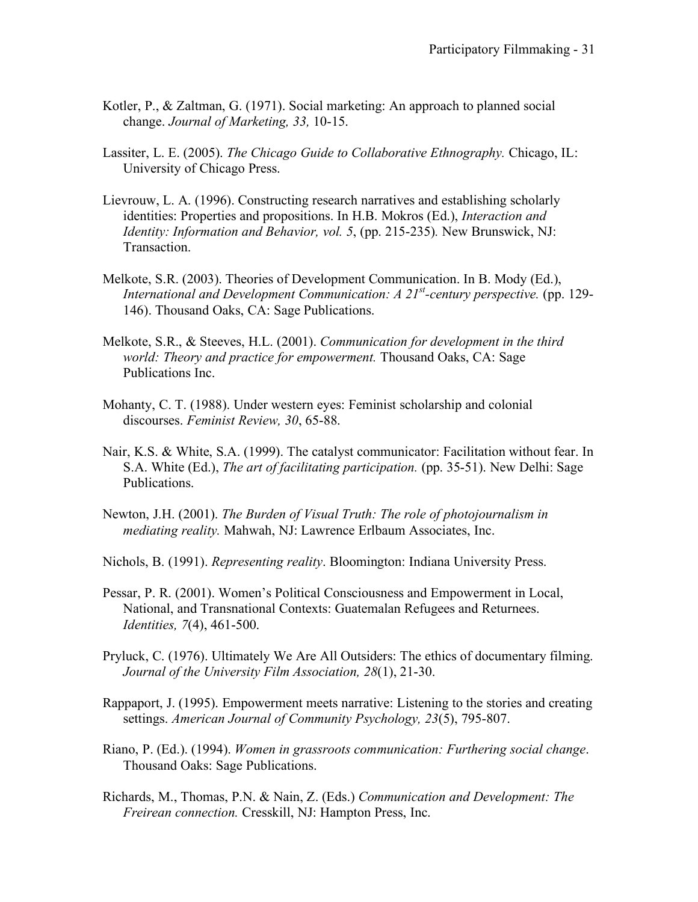Kotler, P., & Zaltman, G. (1971). Social marketing: An approach to planned social change. *Journal of Marketing, 33,* 10-15.

Lassiter, L. E. (2005). *The Chicago Guide to Collaborative Ethnography.* Chicago, IL: University of Chicago Press.

Lievrouw, L. A. (1996). Constructing research narratives and establishing scholarly identities: Properties and propositions. In H.B. Mokros (Ed.), *Interaction and Identity: Information and Behavior, vol. 5*, (pp. 215-235). New Brunswick, NJ: Transaction.

Melkote, S.R. (2003). Theories of Development Communication. In B. Mody (Ed.), *International and Development Communication: A 21st-century perspective.* (pp. 129-146). Thousand Oaks, CA: Sage Publications.

Melkote, S.R., & Steeves, H.L. (2001). *Communication for development in the third world: Theory and practice for empowerment.* Thousand Oaks, CA: Sage Publications Inc.

Mohanty, C. T. (1988). Under western eyes: Feminist scholarship and colonial discourses. *Feminist Review, 30*, 65-88.

Nair, K.S. & White, S.A. (1999). The catalyst communicator: Facilitation without fear. In S.A. White (Ed.), *The art of facilitating participation.* (pp. 35-51). New Delhi: Sage Publications.

Newton, J.H. (2001). *The Burden of Visual Truth: The role of photojournalism in mediating reality.* Mahwah, NJ: Lawrence Erlbaum Associates, Inc.

Nichols, B. (1991). *Representing reality*. Bloomington: Indiana University Press.

Pessar, P. R. (2001). Women's Political Consciousness and Empowerment in Local, National, and Transnational Contexts: Guatemalan Refugees and Returnees. *Identities, 7*(4), 461-500.

Pryluck, C. (1976). Ultimately We Are All Outsiders: The ethics of documentary filming. *Journal of the University Film Association, 28*(1), 21-30.

Rappaport, J. (1995). Empowerment meets narrative: Listening to the stories and creating settings. *American Journal of Community Psychology, 23*(5), 795-807.

Riano, P. (Ed.). (1994). *Women in grassroots communication: Furthering social change*. Thousand Oaks: Sage Publications.

Richards, M., Thomas, P.N. & Nain, Z. (Eds.) *Communication and Development: The Freirean connection.* Cresskill, NJ: Hampton Press, Inc.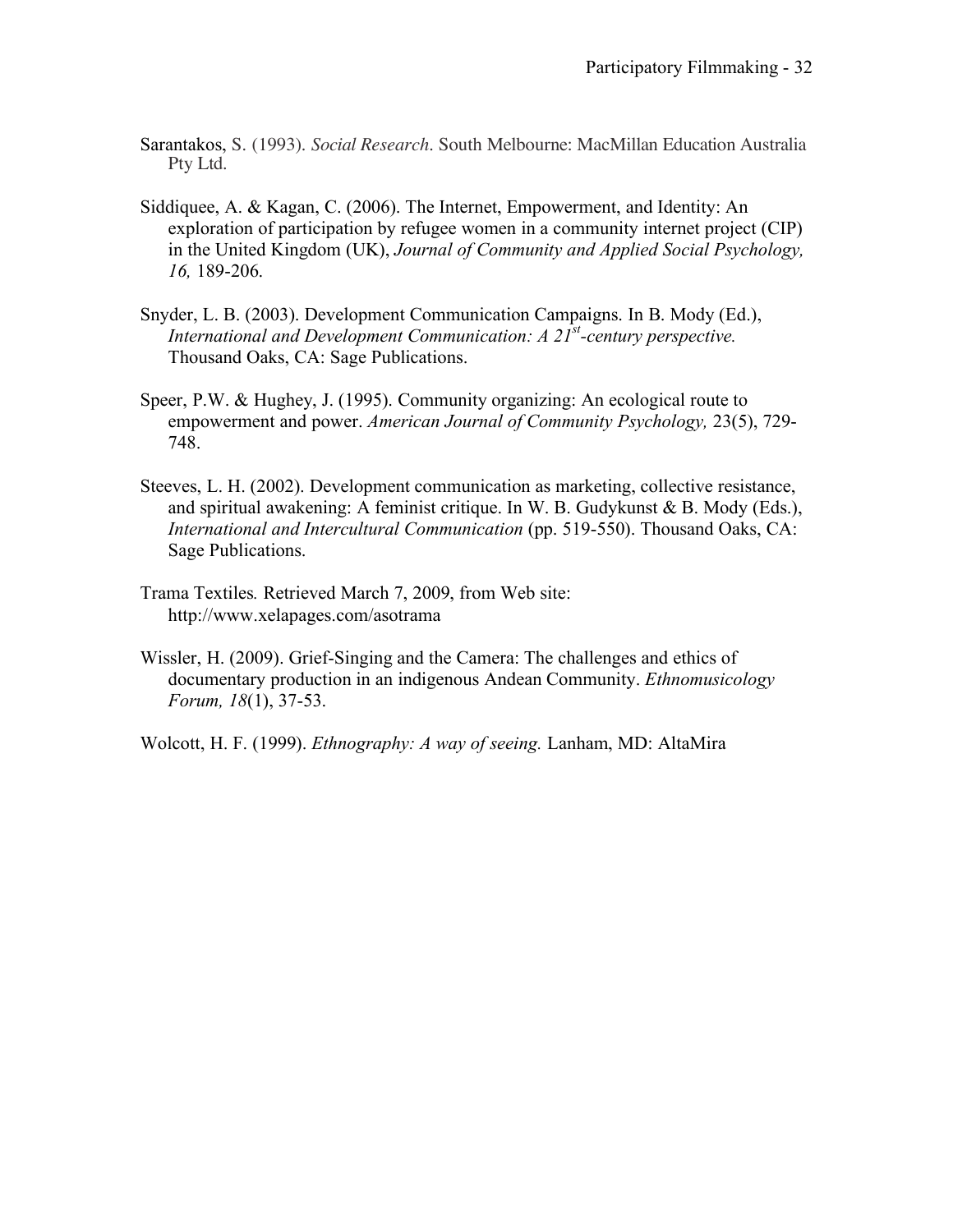Sarantakos, S. (1993). *Social Research*. South Melbourne: MacMillan Education Australia Pty Ltd.

Siddiquee, A. & Kagan, C. (2006). The Internet, Empowerment, and Identity: An exploration of participation by refugee women in a community internet project (CIP) in the United Kingdom (UK), *Journal of Community and Applied Social Psychology, 16,* 189-206.

Snyder, L. B. (2003). Development Communication Campaigns. In B. Mody (Ed.), *International and Development Communication: A 21st-century perspective.* Thousand Oaks, CA: Sage Publications.

Speer, P.W. & Hughey, J. (1995). Community organizing: An ecological route to empowerment and power. *American Journal of Community Psychology,* 23(5), 729-748.

Steeves, L. H. (2002). Development communication as marketing, collective resistance, and spiritual awakening: A feminist critique. In W. B. Gudykunst & B. Mody (Eds.), *International and Intercultural Communication* (pp. 519-550). Thousand Oaks, CA: Sage Publications.

Trama Textiles*.* Retrieved March 7, 2009, from Web site: http://www.xelapages.com/asotrama

Wissler, H. (2009). Grief-Singing and the Camera: The challenges and ethics of documentary production in an indigenous Andean Community. *Ethnomusicology Forum, 18*(1), 37-53.

Wolcott, H. F. (1999). *Ethnography: A way of seeing.* Lanham, MD: AltaMira